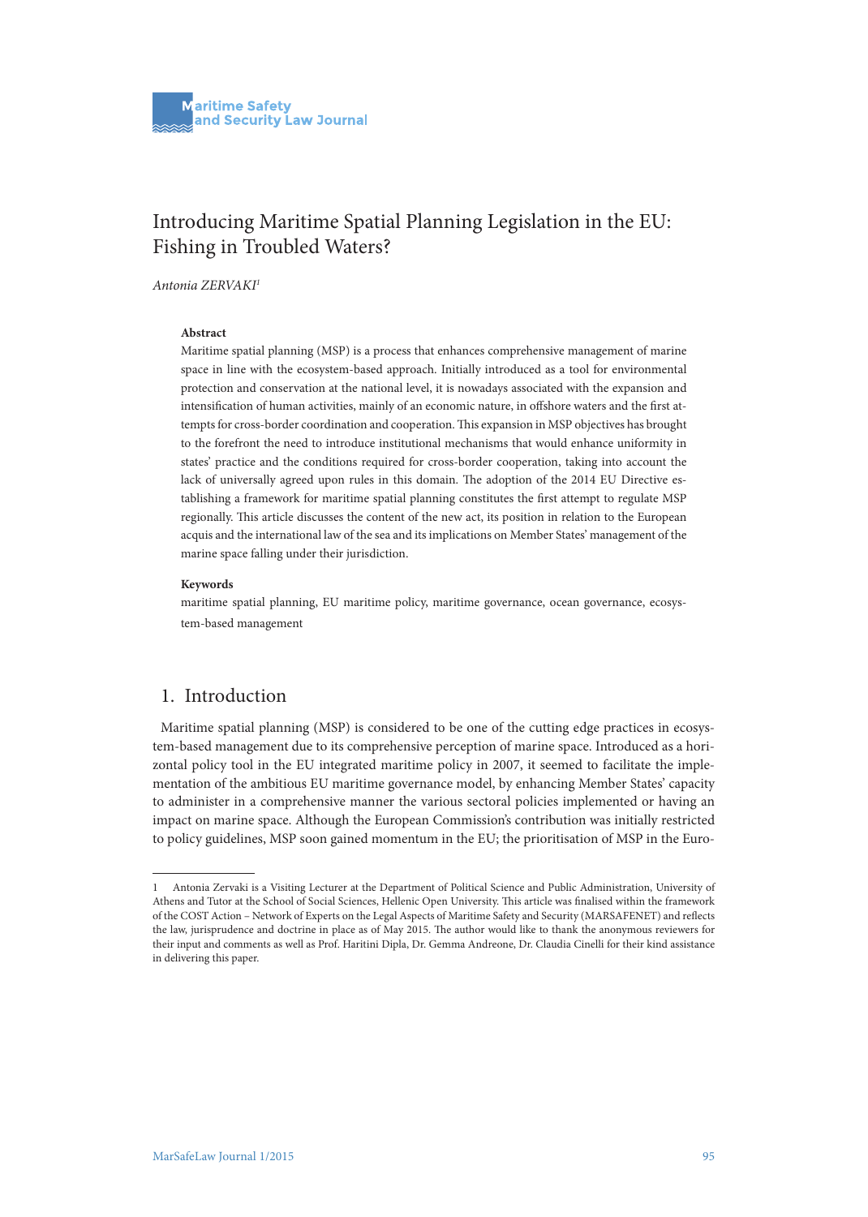# Introducing Maritime Spatial Planning Legislation in the EU: Fishing in Troubled Waters?

*Antonia ZERVAKI*[1]

**Abstract**

Maritime spatial planning (MSP) is a process that enhances comprehensive management of marine space in line with the ecosystem-based approach. Initially introduced as a tool for environmental protection and conservation at the national level, it is nowadays associated with the expansion and intensification of human activities, mainly of an economic nature, in offshore waters and the first attempts for cross-border coordination and cooperation. This expansion in MSP objectives has brought to the forefront the need to introduce institutional mechanisms that would enhance uniformity in states' practice and the conditions required for cross-border cooperation, taking into account the lack of universally agreed upon rules in this domain. The adoption of the 2014 EU Directive establishing a framework for maritime spatial planning constitutes the first attempt to regulate MSP regionally. This article discusses the content of the new act, its position in relation to the European acquis and the international law of the sea and its implications on Member States' management of the marine space falling under their jurisdiction.

**Keywords**

maritime spatial planning, EU maritime policy, maritime governance, ocean governance, ecosystem-based management

## 1. Introduction

Maritime spatial planning (MSP) is considered to be one of the cutting edge practices in ecosystem-based management due to its comprehensive perception of marine space. Introduced as a horizontal policy tool in the EU integrated maritime policy in 2007, it seemed to facilitate the implementation of the ambitious EU maritime governance model, by enhancing Member States' capacity to administer in a comprehensive manner the various sectoral policies implemented or having an impact on marine space. Although the European Commission's contribution was initially restricted to policy guidelines, MSP soon gained momentum in the EU; the prioritisation of MSP in the Euro-

---

1 Antonia Zervaki is a Visiting Lecturer at the Department of Political Science and Public Administration, University of Athens and Tutor at the School of Social Sciences, Hellenic Open University. This article was finalised within the framework of the COST Action – Network of Experts on the Legal Aspects of Maritime Safety and Security (MARSAFENET) and reflects the law, jurisprudence and doctrine in place as of May 2015. The author would like to thank the anonymous reviewers for their input and comments as well as Prof. Haritini Dipla, Dr. Gemma Andreone, Dr. Claudia Cinelli for their kind assistance in delivering this paper.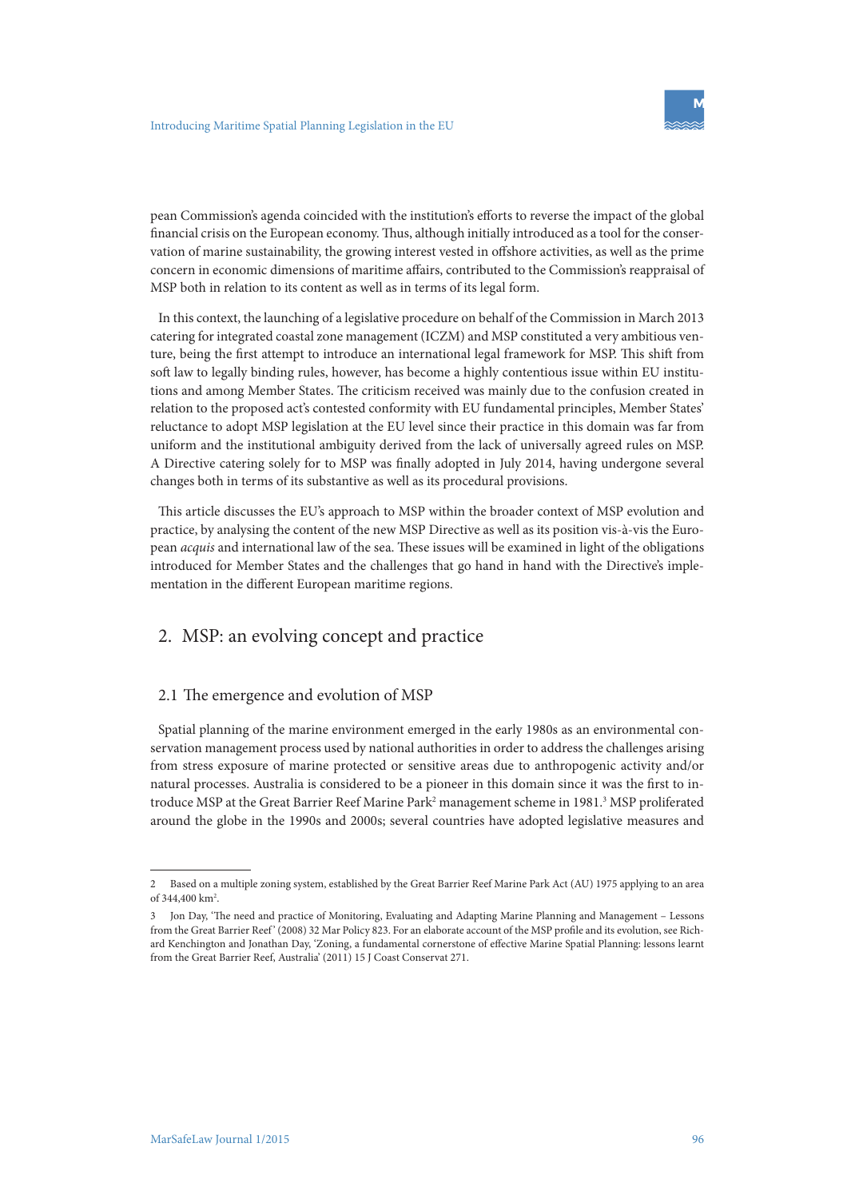pean Commission's agenda coincided with the institution's efforts to reverse the impact of the global financial crisis on the European economy. Thus, although initially introduced as a tool for the conservation of marine sustainability, the growing interest vested in offshore activities, as well as the prime concern in economic dimensions of maritime affairs, contributed to the Commission's reappraisal of MSP both in relation to its content as well as in terms of its legal form.

In this context, the launching of a legislative procedure on behalf of the Commission in March 2013 catering for integrated coastal zone management (ICZM) and MSP constituted a very ambitious venture, being the first attempt to introduce an international legal framework for MSP. This shift from soft law to legally binding rules, however, has become a highly contentious issue within EU institutions and among Member States. The criticism received was mainly due to the confusion created in relation to the proposed act's contested conformity with EU fundamental principles, Member States' reluctance to adopt MSP legislation at the EU level since their practice in this domain was far from uniform and the institutional ambiguity derived from the lack of universally agreed rules on MSP. A Directive catering solely for to MSP was finally adopted in July 2014, having undergone several changes both in terms of its substantive as well as its procedural provisions.

This article discusses the EU's approach to MSP within the broader context of MSP evolution and practice, by analysing the content of the new MSP Directive as well as its position vis-à-vis the European *acquis* and international law of the sea. These issues will be examined in light of the obligations introduced for Member States and the challenges that go hand in hand with the Directive's implementation in the different European maritime regions.

## 2. MSP: an evolving concept and practice

### 2.1 The emergence and evolution of MSP

Spatial planning of the marine environment emerged in the early 1980s as an environmental conservation management process used by national authorities in order to address the challenges arising from stress exposure of marine protected or sensitive areas due to anthropogenic activity and/or natural processes. Australia is considered to be a pioneer in this domain since it was the first to introduce MSP at the Great Barrier Reef Marine Park[2] management scheme in 1981.[3] MSP proliferated around the globe in the 1990s and 2000s; several countries have adopted legislative measures and

---

2 Based on a multiple zoning system, established by the Great Barrier Reef Marine Park Act (AU) 1975 applying to an area of 344,400 km$^2$.

3 Jon Day, 'The need and practice of Monitoring, Evaluating and Adapting Marine Planning and Management – Lessons from the Great Barrier Reef' (2008) 32 Mar Policy 823. For an elaborate account of the MSP profile and its evolution, see Richard Kenchington and Jonathan Day, 'Zoning, a fundamental cornerstone of effective Marine Spatial Planning: lessons learnt from the Great Barrier Reef, Australia' (2011) 15 J Coast Conservat 271.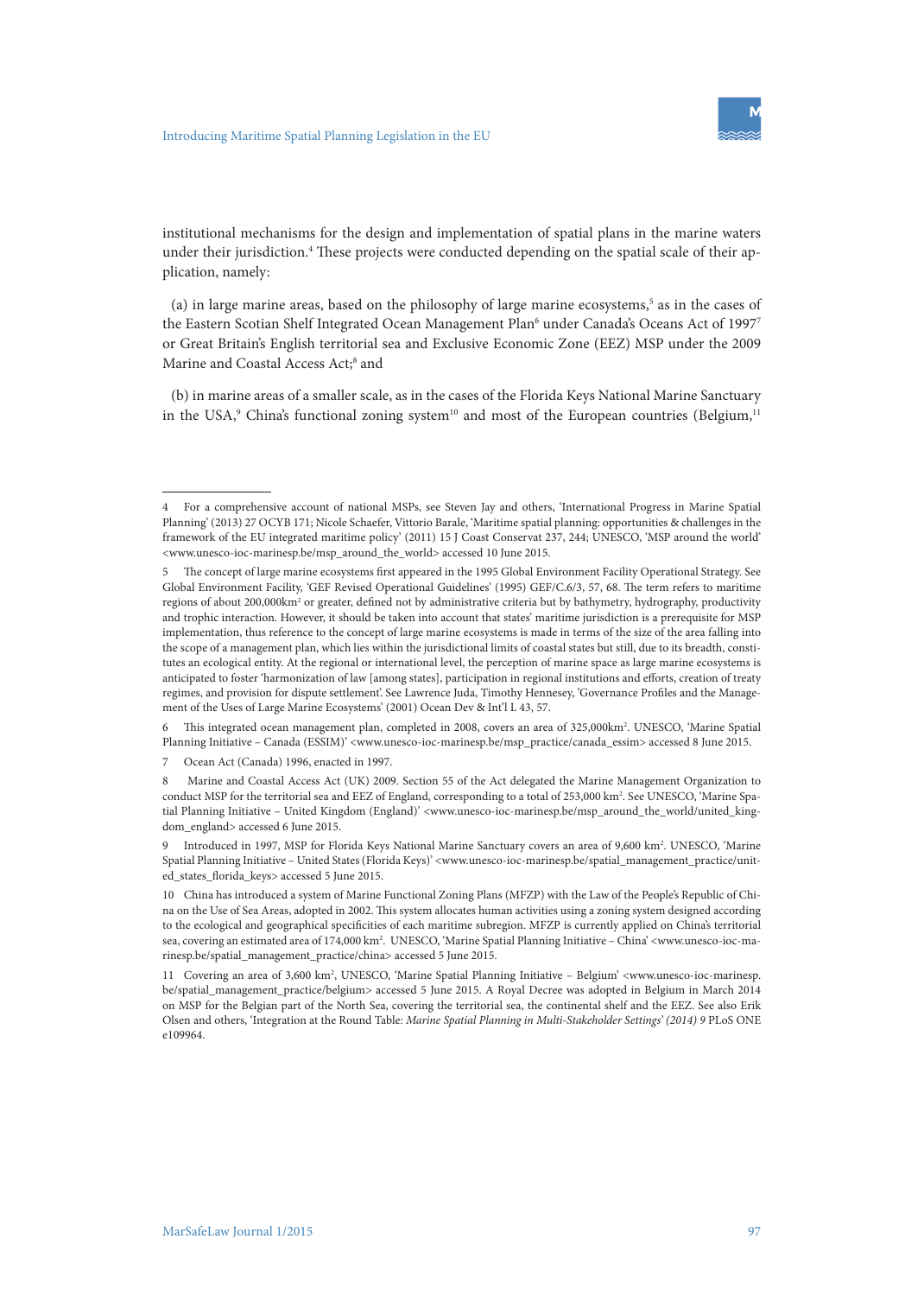institutional mechanisms for the design and implementation of spatial plans in the marine waters under their jurisdiction.[4] These projects were conducted depending on the spatial scale of their application, namely:

(a) in large marine areas, based on the philosophy of large marine ecosystems,[5] as in the cases of the Eastern Scotian Shelf Integrated Ocean Management Plan[6] under Canada's Oceans Act of 1997[7] or Great Britain's English territorial sea and Exclusive Economic Zone (EEZ) MSP under the 2009 Marine and Coastal Access Act;[8] and

(b) in marine areas of a smaller scale, as in the cases of the Florida Keys National Marine Sanctuary in the USA,[9] China's functional zoning system[10] and most of the European countries (Belgium,[11]

---

4 For a comprehensive account of national MSPs, see Steven Jay and others, 'International Progress in Marine Spatial Planning' (2013) 27 OCYB 171; Nicole Schaefer, Vittorio Barale, 'Maritime spatial planning: opportunities & challenges in the framework of the EU integrated maritime policy' (2011) 15 J Coast Conservat 237, 244; UNESCO, 'MSP around the world' <www.unesco-ioc-marinesp.be/msp_around_the_world> accessed 10 June 2015.

5 The concept of large marine ecosystems first appeared in the 1995 Global Environment Facility Operational Strategy. See Global Environment Facility, 'GEF Revised Operational Guidelines' (1995) GEF/C.6/3, 57, 68. The term refers to maritime regions of about 200,000km² or greater, defined not by administrative criteria but by bathymetry, hydrography, productivity and trophic interaction. However, it should be taken into account that states' maritime jurisdiction is a prerequisite for MSP implementation, thus reference to the concept of large marine ecosystems is made in terms of the size of the area falling into the scope of a management plan, which lies within the jurisdictional limits of coastal states but still, due to its breadth, constitutes an ecological entity. At the regional or international level, the perception of marine space as large marine ecosystems is anticipated to foster 'harmonization of law [among states], participation in regional institutions and efforts, creation of treaty regimes, and provision for dispute settlement'. See Lawrence Juda, Timothy Hennesey, 'Governance Profiles and the Management of the Uses of Large Marine Ecosystems' (2001) Ocean Dev & Int'l L 43, 57.

6 This integrated ocean management plan, completed in 2008, covers an area of 325,000km². UNESCO, 'Marine Spatial Planning Initiative – Canada (ESSIM)' <www.unesco-ioc-marinesp.be/msp_practice/canada_essim> accessed 8 June 2015.

7 Ocean Act (Canada) 1996, enacted in 1997.

8 Marine and Coastal Access Act (UK) 2009. Section 55 of the Act delegated the Marine Management Organization to conduct MSP for the territorial sea and EEZ of England, corresponding to a total of 253,000 km². See UNESCO, 'Marine Spatial Planning Initiative – United Kingdom (England)' <www.unesco-ioc-marinesp.be/msp_around_the_world/united_kingdom_england> accessed 6 June 2015.

9 Introduced in 1997, MSP for Florida Keys National Marine Sanctuary covers an area of 9,600 km². UNESCO, 'Marine Spatial Planning Initiative – United States (Florida Keys)' <www.unesco-ioc-marinesp.be/spatial_management_practice/united_states_florida_keys> accessed 5 June 2015.

10 China has introduced a system of Marine Functional Zoning Plans (MFZP) with the Law of the People's Republic of China on the Use of Sea Areas, adopted in 2002. This system allocates human activities using a zoning system designed according to the ecological and geographical specificities of each maritime subregion. MFZP is currently applied on China's territorial sea, covering an estimated area of 174,000 km². UNESCO, 'Marine Spatial Planning Initiative – China' <www.unesco-ioc-marinesp.be/spatial_management_practice/china> accessed 5 June 2015.

11 Covering an area of 3,600 km², UNESCO, 'Marine Spatial Planning Initiative – Belgium' <www.unesco-ioc-marinesp.be/spatial_management_practice/belgium> accessed 5 June 2015. A Royal Decree was adopted in Belgium in March 2014 on MSP for the Belgian part of the North Sea, covering the territorial sea, the continental shelf and the EEZ. See also Erik Olsen and others, 'Integration at the Round Table: *Marine Spatial Planning in Multi-Stakeholder Settings' (2014) 9* PLoS ONE e109964.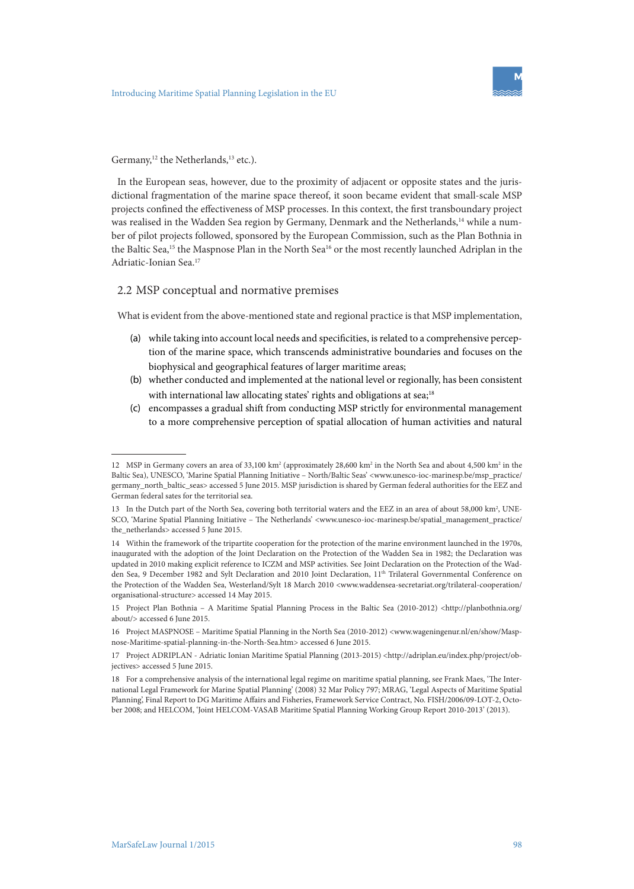Germany,[12] the Netherlands,[13] etc.).

In the European seas, however, due to the proximity of adjacent or opposite states and the jurisdictional fragmentation of the marine space thereof, it soon became evident that small-scale MSP projects confined the effectiveness of MSP processes. In this context, the first transboundary project was realised in the Wadden Sea region by Germany, Denmark and the Netherlands,[14] while a number of pilot projects followed, sponsored by the European Commission, such as the Plan Bothnia in the Baltic Sea,[15] the Maspnose Plan in the North Sea[16] or the most recently launched Adriplan in the Adriatic-Ionian Sea.[17]

## 2.2 MSP conceptual and normative premises

What is evident from the above-mentioned state and regional practice is that MSP implementation,

(a) while taking into account local needs and specificities, is related to a comprehensive perception of the marine space, which transcends administrative boundaries and focuses on the biophysical and geographical features of larger maritime areas;
(b) whether conducted and implemented at the national level or regionally, has been consistent with international law allocating states' rights and obligations at sea;[18]
(c) encompasses a gradual shift from conducting MSP strictly for environmental management to a more comprehensive perception of spatial allocation of human activities and natural

---

12 MSP in Germany covers an area of 33,100 km² (approximately 28,600 km² in the North Sea and about 4,500 km² in the Baltic Sea), UNESCO, 'Marine Spatial Planning Initiative – North/Baltic Seas' <www.unesco-ioc-marinesp.be/msp_practice/germany_north_baltic_seas> accessed 5 June 2015. MSP jurisdiction is shared by German federal authorities for the EEZ and German federal sates for the territorial sea.

13 In the Dutch part of the North Sea, covering both territorial waters and the EEZ in an area of about 58,000 km², UNESCO, 'Marine Spatial Planning Initiative – The Netherlands' <www.unesco-ioc-marinesp.be/spatial_management_practice/the_netherlands> accessed 5 June 2015.

14 Within the framework of the tripartite cooperation for the protection of the marine environment launched in the 1970s, inaugurated with the adoption of the Joint Declaration on the Protection of the Wadden Sea in 1982; the Declaration was updated in 2010 making explicit reference to ICZM and MSP activities. See Joint Declaration on the Protection of the Wadden Sea, 9 December 1982 and Sylt Declaration and 2010 Joint Declaration, 11th Trilateral Governmental Conference on the Protection of the Wadden Sea, Westerland/Sylt 18 March 2010 <www.waddensea-secretariat.org/trilateral-cooperation/organisational-structure> accessed 14 May 2015.

15 Project Plan Bothnia – A Maritime Spatial Planning Process in the Baltic Sea (2010-2012) <http://planbothnia.org/about/> accessed 6 June 2015.

16 Project MASPNOSE – Maritime Spatial Planning in the North Sea (2010-2012) <www.wageningenur.nl/en/show/Maspnose-Maritime-spatial-planning-in-the-North-Sea.htm> accessed 6 June 2015.

17 Project ADRIPLAN - Adriatic Ionian Maritime Spatial Planning (2013-2015) <http://adriplan.eu/index.php/project/objectives> accessed 5 June 2015.

18 For a comprehensive analysis of the international legal regime on maritime spatial planning, see Frank Maes, 'The International Legal Framework for Marine Spatial Planning' (2008) 32 Mar Policy 797; MRAG, 'Legal Aspects of Maritime Spatial Planning', Final Report to DG Maritime Affairs and Fisheries, Framework Service Contract, No. FISH/2006/09-LOT-2, October 2008; and HELCOM, 'Joint HELCOM-VASAB Maritime Spatial Planning Working Group Report 2010-2013' (2013).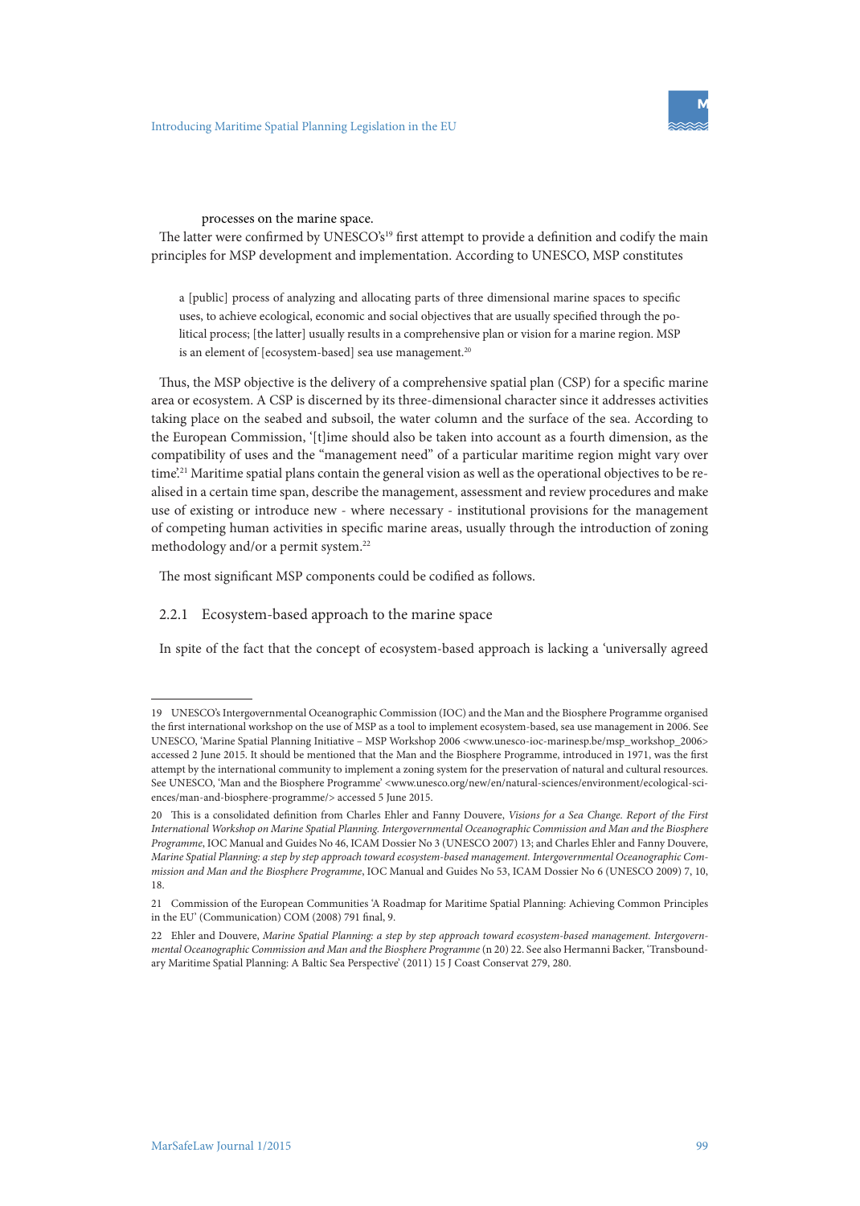processes on the marine space.

The latter were confirmed by UNESCO's[19] first attempt to provide a definition and codify the main principles for MSP development and implementation. According to UNESCO, MSP constitutes

> a [public] process of analyzing and allocating parts of three dimensional marine spaces to specific uses, to achieve ecological, economic and social objectives that are usually specified through the political process; [the latter] usually results in a comprehensive plan or vision for a marine region. MSP is an element of [ecosystem-based] sea use management.[20]

Thus, the MSP objective is the delivery of a comprehensive spatial plan (CSP) for a specific marine area or ecosystem. A CSP is discerned by its three-dimensional character since it addresses activities taking place on the seabed and subsoil, the water column and the surface of the sea. According to the European Commission, '[t]ime should also be taken into account as a fourth dimension, as the compatibility of uses and the "management need" of a particular maritime region might vary over time'.[21] Maritime spatial plans contain the general vision as well as the operational objectives to be realised in a certain time span, describe the management, assessment and review procedures and make use of existing or introduce new - where necessary - institutional provisions for the management of competing human activities in specific marine areas, usually through the introduction of zoning methodology and/or a permit system.[22]

The most significant MSP components could be codified as follows.

### 2.2.1 Ecosystem-based approach to the marine space

In spite of the fact that the concept of ecosystem-based approach is lacking a 'universally agreed

---

19 UNESCO's Intergovernmental Oceanographic Commission (IOC) and the Man and the Biosphere Programme organised the first international workshop on the use of MSP as a tool to implement ecosystem-based, sea use management in 2006. See UNESCO, 'Marine Spatial Planning Initiative – MSP Workshop 2006 <www.unesco-ioc-marinesp.be/msp_workshop_2006> accessed 2 June 2015. It should be mentioned that the Man and the Biosphere Programme, introduced in 1971, was the first attempt by the international community to implement a zoning system for the preservation of natural and cultural resources. See UNESCO, 'Man and the Biosphere Programme' <www.unesco.org/new/en/natural-sciences/environment/ecological-sciences/man-and-biosphere-programme/> accessed 5 June 2015.

20 This is a consolidated definition from Charles Ehler and Fanny Douvere, *Visions for a Sea Change. Report of the First International Workshop on Marine Spatial Planning. Intergovernmental Oceanographic Commission and Man and the Biosphere Programme*, IOC Manual and Guides No 46, ICAM Dossier No 3 (UNESCO 2007) 13; and Charles Ehler and Fanny Douvere, *Marine Spatial Planning: a step by step approach toward ecosystem-based management. Intergovernmental Oceanographic Commission and Man and the Biosphere Programme*, IOC Manual and Guides No 53, ICAM Dossier No 6 (UNESCO 2009) 7, 10, 18.

21 Commission of the European Communities 'A Roadmap for Maritime Spatial Planning: Achieving Common Principles in the EU' (Communication) COM (2008) 791 final, 9.

22 Ehler and Douvere, *Marine Spatial Planning: a step by step approach toward ecosystem-based management. Intergovernmental Oceanographic Commission and Man and the Biosphere Programme* (n 20) 22. See also Hermanni Backer, 'Transboundary Maritime Spatial Planning: A Baltic Sea Perspective' (2011) 15 J Coast Conservat 279, 280.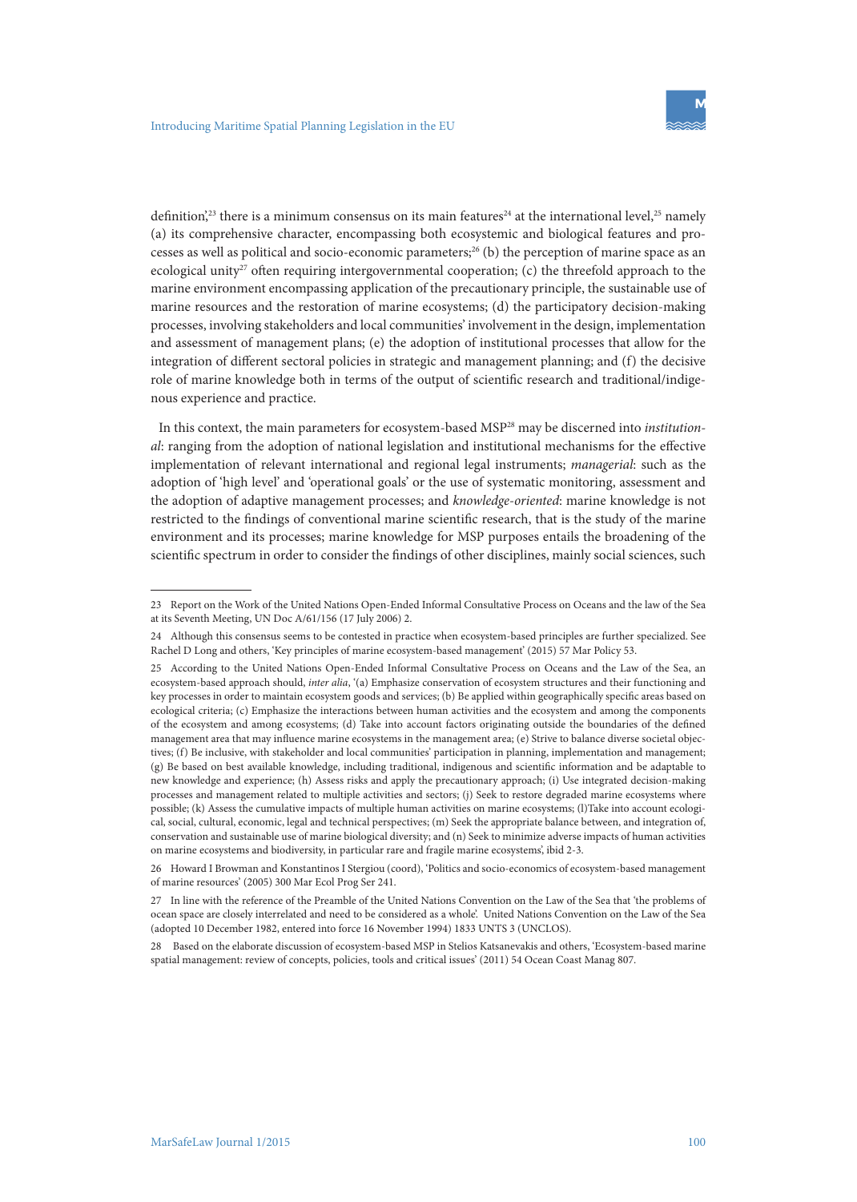definition',[23] there is a minimum consensus on its main features[24] at the international level,[25] namely (a) its comprehensive character, encompassing both ecosystemic and biological features and processes as well as political and socio-economic parameters;[26] (b) the perception of marine space as an ecological unity[27] often requiring intergovernmental cooperation; (c) the threefold approach to the marine environment encompassing application of the precautionary principle, the sustainable use of marine resources and the restoration of marine ecosystems; (d) the participatory decision-making processes, involving stakeholders and local communities' involvement in the design, implementation and assessment of management plans; (e) the adoption of institutional processes that allow for the integration of different sectoral policies in strategic and management planning; and (f) the decisive role of marine knowledge both in terms of the output of scientific research and traditional/indigenous experience and practice.

In this context, the main parameters for ecosystem-based MSP[28] may be discerned into *institutional*: ranging from the adoption of national legislation and institutional mechanisms for the effective implementation of relevant international and regional legal instruments; *managerial*: such as the adoption of 'high level' and 'operational goals' or the use of systematic monitoring, assessment and the adoption of adaptive management processes; and *knowledge-oriented*: marine knowledge is not restricted to the findings of conventional marine scientific research, that is the study of the marine environment and its processes; marine knowledge for MSP purposes entails the broadening of the scientific spectrum in order to consider the findings of other disciplines, mainly social sciences, such

---

23 Report on the Work of the United Nations Open-Ended Informal Consultative Process on Oceans and the law of the Sea at its Seventh Meeting, UN Doc A/61/156 (17 July 2006) 2.

24 Although this consensus seems to be contested in practice when ecosystem-based principles are further specialized. See Rachel D Long and others, 'Key principles of marine ecosystem-based management' (2015) 57 Mar Policy 53.

25 According to the United Nations Open-Ended Informal Consultative Process on Oceans and the Law of the Sea, an ecosystem-based approach should, *inter alia*, '(a) Emphasize conservation of ecosystem structures and their functioning and key processes in order to maintain ecosystem goods and services; (b) Be applied within geographically specific areas based on ecological criteria; (c) Emphasize the interactions between human activities and the ecosystem and among the components of the ecosystem and among ecosystems; (d) Take into account factors originating outside the boundaries of the defined management area that may influence marine ecosystems in the management area; (e) Strive to balance diverse societal objectives; (f) Be inclusive, with stakeholder and local communities' participation in planning, implementation and management; (g) Be based on best available knowledge, including traditional, indigenous and scientific information and be adaptable to new knowledge and experience; (h) Assess risks and apply the precautionary approach; (i) Use integrated decision-making processes and management related to multiple activities and sectors; (j) Seek to restore degraded marine ecosystems where possible; (k) Assess the cumulative impacts of multiple human activities on marine ecosystems; (l)Take into account ecological, social, cultural, economic, legal and technical perspectives; (m) Seek the appropriate balance between, and integration of, conservation and sustainable use of marine biological diversity; and (n) Seek to minimize adverse impacts of human activities on marine ecosystems and biodiversity, in particular rare and fragile marine ecosystems', ibid 2-3.

26 Howard I Browman and Konstantinos I Stergiou (coord), 'Politics and socio-economics of ecosystem-based management of marine resources' (2005) 300 Mar Ecol Prog Ser 241.

27 In line with the reference of the Preamble of the United Nations Convention on the Law of the Sea that 'the problems of ocean space are closely interrelated and need to be considered as a whole'. United Nations Convention on the Law of the Sea (adopted 10 December 1982, entered into force 16 November 1994) 1833 UNTS 3 (UNCLOS).

28 Based on the elaborate discussion of ecosystem-based MSP in Stelios Katsanevakis and others, 'Ecosystem-based marine spatial management: review of concepts, policies, tools and critical issues' (2011) 54 Ocean Coast Manag 807.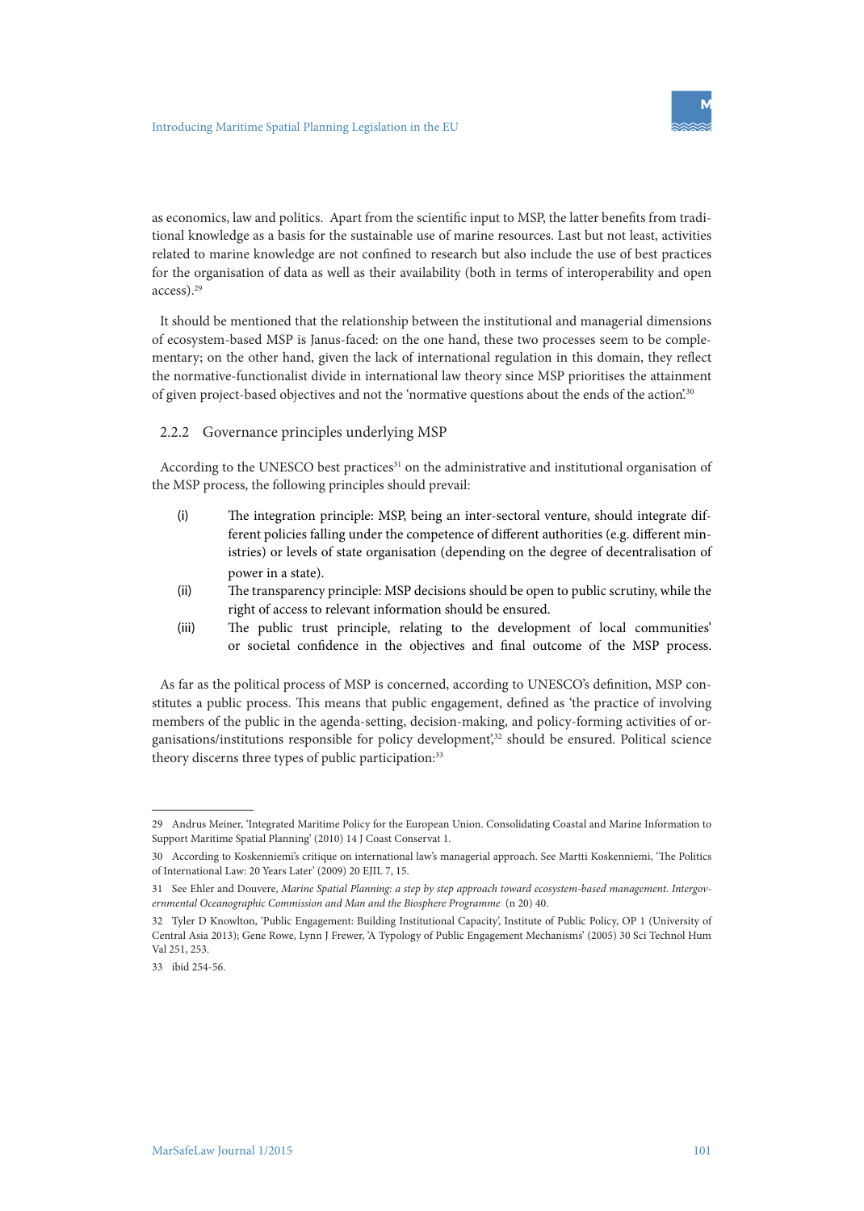as economics, law and politics. Apart from the scientific input to MSP, the latter benefits from traditional knowledge as a basis for the sustainable use of marine resources. Last but not least, activities related to marine knowledge are not confined to research but also include the use of best practices for the organisation of data as well as their availability (both in terms of interoperability and open access).[29]

It should be mentioned that the relationship between the institutional and managerial dimensions of ecosystem-based MSP is Janus-faced: on the one hand, these two processes seem to be complementary; on the other hand, given the lack of international regulation in this domain, they reflect the normative-functionalist divide in international law theory since MSP prioritises the attainment of given project-based objectives and not the 'normative questions about the ends of the action.'[30]

### 2.2.2 Governance principles underlying MSP

According to the UNESCO best practices[31] on the administrative and institutional organisation of the MSP process, the following principles should prevail:

- (i) The integration principle: MSP, being an inter-sectoral venture, should integrate different policies falling under the competence of different authorities (e.g. different ministries) or levels of state organisation (depending on the degree of decentralisation of power in a state).
- (ii) The transparency principle: MSP decisions should be open to public scrutiny, while the right of access to relevant information should be ensured.
- (iii) The public trust principle, relating to the development of local communities' or societal confidence in the objectives and final outcome of the MSP process.

As far as the political process of MSP is concerned, according to UNESCO's definition, MSP constitutes a public process. This means that public engagement, defined as 'the practice of involving members of the public in the agenda-setting, decision-making, and policy-forming activities of organisations/institutions responsible for policy development',[32] should be ensured. Political science theory discerns three types of public participation:[33]

---

29 Andrus Meiner, 'Integrated Maritime Policy for the European Union. Consolidating Coastal and Marine Information to Support Maritime Spatial Planning' (2010) 14 J Coast Conservat 1.

30 According to Koskenniemi's critique on international law's managerial approach. See Martti Koskenniemi, 'The Politics of International Law: 20 Years Later' (2009) 20 EJIL 7, 15.

31 See Ehler and Douvere, *Marine Spatial Planning: a step by step approach toward ecosystem-based management. Intergovernmental Oceanographic Commission and Man and the Biosphere Programme* (n 20) 40.

32 Tyler D Knowlton, 'Public Engagement: Building Institutional Capacity', Institute of Public Policy, OP 1 (University of Central Asia 2013); Gene Rowe, Lynn J Frewer, 'A Typology of Public Engagement Mechanisms' (2005) 30 Sci Technol Hum Val 251, 253.

33 ibid 254-56.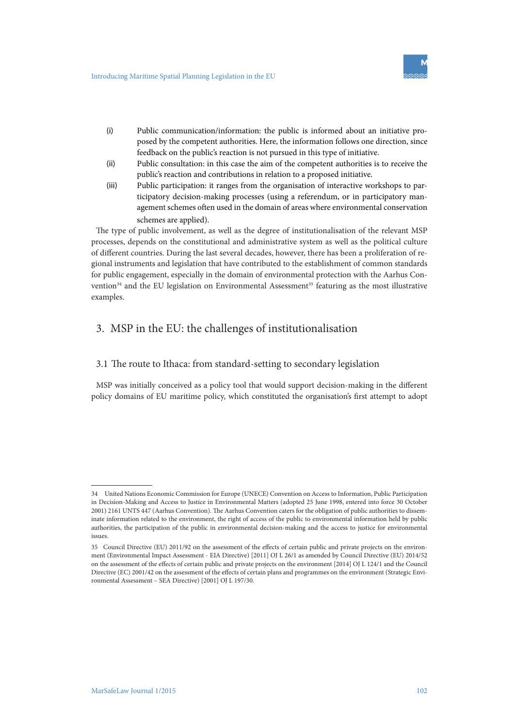(i) Public communication/information: the public is informed about an initiative proposed by the competent authorities. Here, the information follows one direction, since feedback on the public's reaction is not pursued in this type of initiative.

(ii) Public consultation: in this case the aim of the competent authorities is to receive the public's reaction and contributions in relation to a proposed initiative.

(iii) Public participation: it ranges from the organisation of interactive workshops to participatory decision-making processes (using a referendum, or in participatory management schemes often used in the domain of areas where environmental conservation schemes are applied).

The type of public involvement, as well as the degree of institutionalisation of the relevant MSP processes, depends on the constitutional and administrative system as well as the political culture of different countries. During the last several decades, however, there has been a proliferation of regional instruments and legislation that have contributed to the establishment of common standards for public engagement, especially in the domain of environmental protection with the Aarhus Convention[34] and the EU legislation on Environmental Assessment[35] featuring as the most illustrative examples.

## 3. MSP in the EU: the challenges of institutionalisation

### 3.1 The route to Ithaca: from standard-setting to secondary legislation

MSP was initially conceived as a policy tool that would support decision-making in the different policy domains of EU maritime policy, which constituted the organisation's first attempt to adopt

---

34 United Nations Economic Commission for Europe (UNECE) Convention on Access to Information, Public Participation in Decision-Making and Access to Justice in Environmental Matters (adopted 25 June 1998, entered into force 30 October 2001) 2161 UNTS 447 (Aarhus Convention). The Aarhus Convention caters for the obligation of public authorities to disseminate information related to the environment, the right of access of the public to environmental information held by public authorities, the participation of the public in environmental decision-making and the access to justice for environmental issues.

35 Council Directive (EU) 2011/92 on the assessment of the effects of certain public and private projects on the environment (Environmental Impact Assessment - EIA Directive) [2011] OJ L 26/1 as amended by Council Directive (EU) 2014/52 on the assessment of the effects of certain public and private projects on the environment [2014] OJ L 124/1 and the Council Directive (EC) 2001/42 on the assessment of the effects of certain plans and programmes on the environment (Strategic Environmental Assessment – SEA Directive) [2001] OJ L 197/30.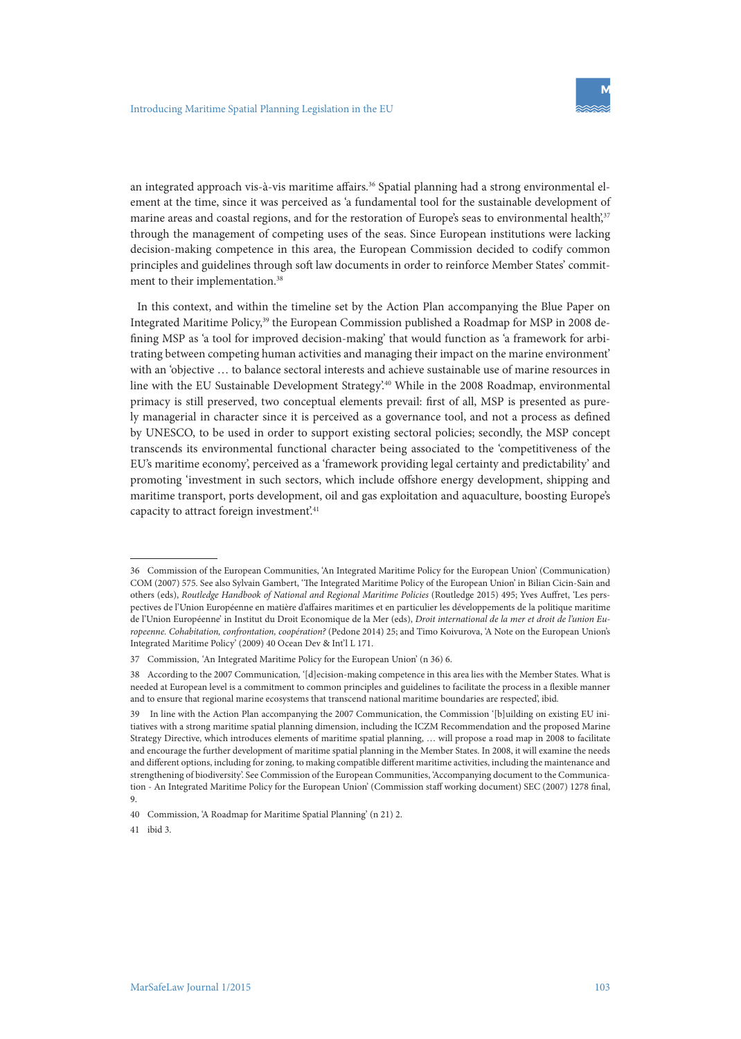an integrated approach vis-à-vis maritime affairs.[36] Spatial planning had a strong environmental element at the time, since it was perceived as 'a fundamental tool for the sustainable development of marine areas and coastal regions, and for the restoration of Europe's seas to environmental health',[37] through the management of competing uses of the seas. Since European institutions were lacking decision-making competence in this area, the European Commission decided to codify common principles and guidelines through soft law documents in order to reinforce Member States' commitment to their implementation.[38]

In this context, and within the timeline set by the Action Plan accompanying the Blue Paper on Integrated Maritime Policy,[39] the European Commission published a Roadmap for MSP in 2008 defining MSP as 'a tool for improved decision-making' that would function as 'a framework for arbitrating between competing human activities and managing their impact on the marine environment' with an 'objective … to balance sectoral interests and achieve sustainable use of marine resources in line with the EU Sustainable Development Strategy'.[40] While in the 2008 Roadmap, environmental primacy is still preserved, two conceptual elements prevail: first of all, MSP is presented as purely managerial in character since it is perceived as a governance tool, and not a process as defined by UNESCO, to be used in order to support existing sectoral policies; secondly, the MSP concept transcends its environmental functional character being associated to the 'competitiveness of the EU's maritime economy', perceived as a 'framework providing legal certainty and predictability' and promoting 'investment in such sectors, which include offshore energy development, shipping and maritime transport, ports development, oil and gas exploitation and aquaculture, boosting Europe's capacity to attract foreign investment'.[41]

---

36 Commission of the European Communities, 'An Integrated Maritime Policy for the European Union' (Communication) COM (2007) 575. See also Sylvain Gambert, 'The Integrated Maritime Policy of the European Union' in Bilian Cicin-Sain and others (eds), *Routledge Handbook of National and Regional Maritime Policies* (Routledge 2015) 495; Yves Auffret, 'Les perspectives de l'Union Européenne en matière d'affaires maritimes et en particulier les développements de la politique maritime de l'Union Européenne' in Institut du Droit Economique de la Mer (eds), *Droit international de la mer et droit de l'union Europeenne. Cohabitation, confrontation, coopération?* (Pedone 2014) 25; and Timo Koivurova, 'A Note on the European Union's Integrated Maritime Policy' (2009) 40 Ocean Dev & Int'l L 171.

37 Commission, 'An Integrated Maritime Policy for the European Union' (n 36) 6.

38 According to the 2007 Communication, '[d]ecision-making competence in this area lies with the Member States. What is needed at European level is a commitment to common principles and guidelines to facilitate the process in a flexible manner and to ensure that regional marine ecosystems that transcend national maritime boundaries are respected', ibid.

39 In line with the Action Plan accompanying the 2007 Communication, the Commission '[b]uilding on existing EU initiatives with a strong maritime spatial planning dimension, including the ICZM Recommendation and the proposed Marine Strategy Directive, which introduces elements of maritime spatial planning, … will propose a road map in 2008 to facilitate and encourage the further development of maritime spatial planning in the Member States. In 2008, it will examine the needs and different options, including for zoning, to making compatible different maritime activities, including the maintenance and strengthening of biodiversity'. See Commission of the European Communities, 'Accompanying document to the Communication - An Integrated Maritime Policy for the European Union' (Commission staff working document) SEC (2007) 1278 final, 9.

40 Commission, 'A Roadmap for Maritime Spatial Planning' (n 21) 2.

41 ibid 3.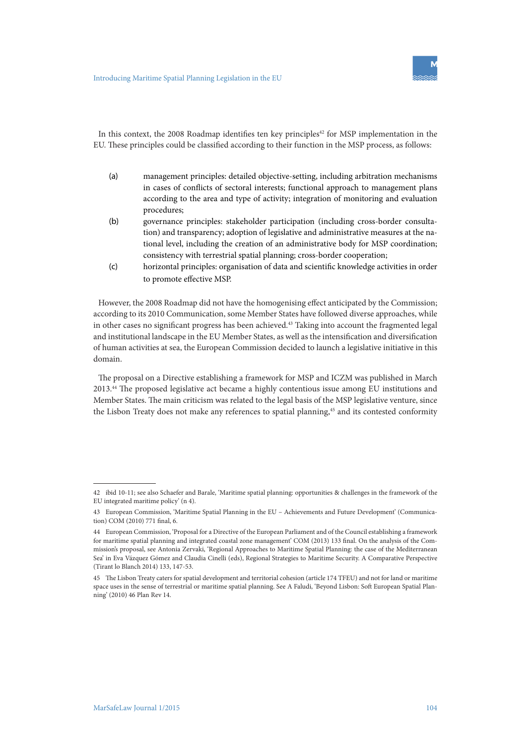In this context, the 2008 Roadmap identifies ten key principles[42] for MSP implementation in the EU. These principles could be classified according to their function in the MSP process, as follows:

(a) management principles: detailed objective-setting, including arbitration mechanisms in cases of conflicts of sectoral interests; functional approach to management plans according to the area and type of activity; integration of monitoring and evaluation procedures;

(b) governance principles: stakeholder participation (including cross-border consultation) and transparency; adoption of legislative and administrative measures at the national level, including the creation of an administrative body for MSP coordination; consistency with terrestrial spatial planning; cross-border cooperation;

(c) horizontal principles: organisation of data and scientific knowledge activities in order to promote effective MSP.

However, the 2008 Roadmap did not have the homogenising effect anticipated by the Commission; according to its 2010 Communication, some Member States have followed diverse approaches, while in other cases no significant progress has been achieved.[43] Taking into account the fragmented legal and institutional landscape in the EU Member States, as well as the intensification and diversification of human activities at sea, the European Commission decided to launch a legislative initiative in this domain.

The proposal on a Directive establishing a framework for MSP and ICZM was published in March 2013.[44] The proposed legislative act became a highly contentious issue among EU institutions and Member States. The main criticism was related to the legal basis of the MSP legislative venture, since the Lisbon Treaty does not make any references to spatial planning,[45] and its contested conformity

---

42 ibid 10-11; see also Schaefer and Barale, 'Maritime spatial planning: opportunities & challenges in the framework of the EU integrated maritime policy' (n 4).

43 European Commission, 'Maritime Spatial Planning in the EU – Achievements and Future Development' (Communication) COM (2010) 771 final, 6.

44 European Commission, 'Proposal for a Directive of the European Parliament and of the Council establishing a framework for maritime spatial planning and integrated coastal zone management' COM (2013) 133 final. On the analysis of the Commission's proposal, see Antonia Zervaki, 'Regional Approaches to Maritime Spatial Planning: the case of the Mediterranean Sea' in Eva Vázquez Gómez and Claudia Cinelli (eds), Regional Strategies to Maritime Security. A Comparative Perspective (Tirant lo Blanch 2014) 133, 147-53.

45 The Lisbon Treaty caters for spatial development and territorial cohesion (article 174 TFEU) and not for land or maritime space uses in the sense of terrestrial or maritime spatial planning. See A Faludi, 'Beyond Lisbon: Soft European Spatial Planning' (2010) 46 Plan Rev 14.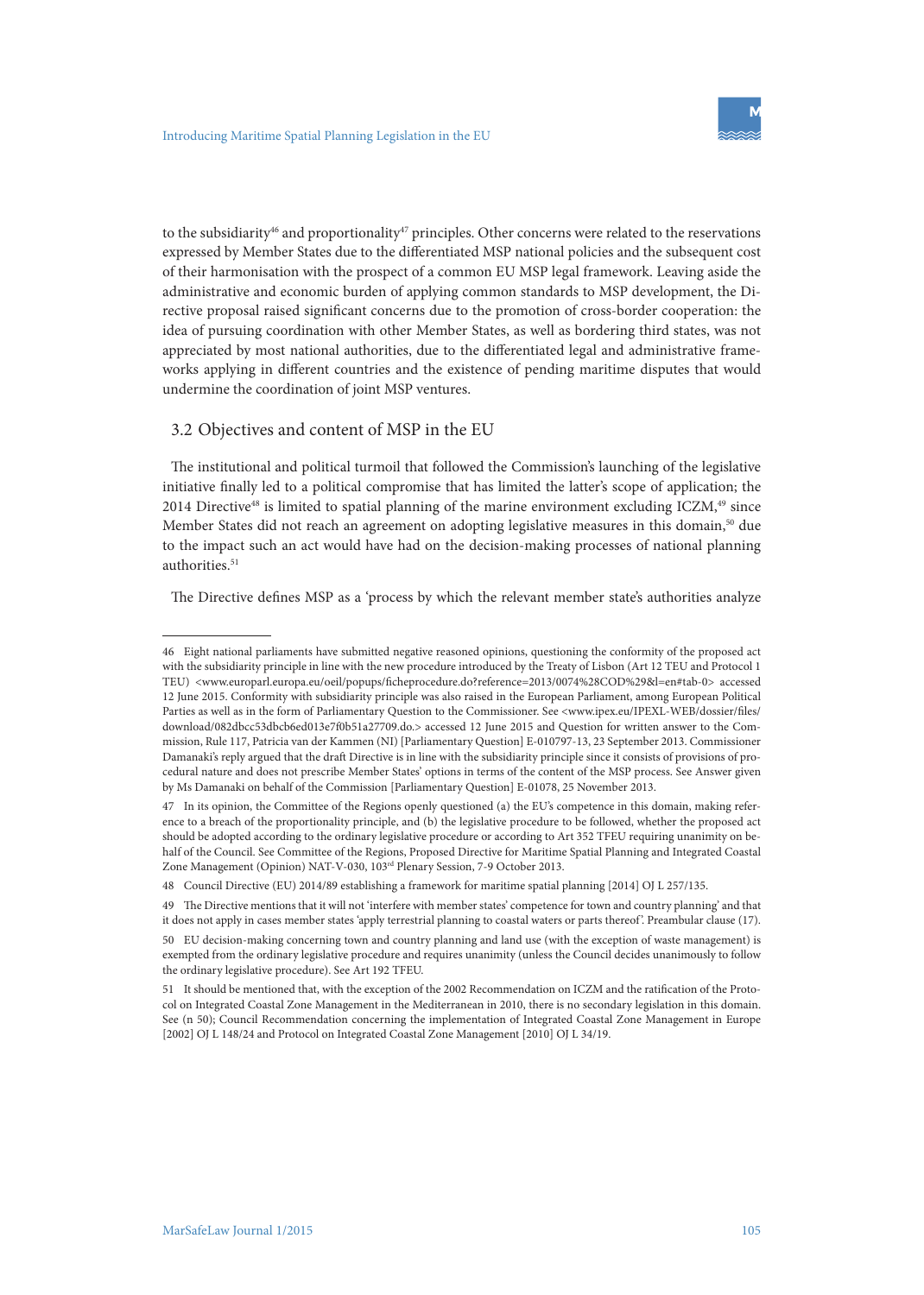to the subsidiarity[46] and proportionality[47] principles. Other concerns were related to the reservations expressed by Member States due to the differentiated MSP national policies and the subsequent cost of their harmonisation with the prospect of a common EU MSP legal framework. Leaving aside the administrative and economic burden of applying common standards to MSP development, the Directive proposal raised significant concerns due to the promotion of cross-border cooperation: the idea of pursuing coordination with other Member States, as well as bordering third states, was not appreciated by most national authorities, due to the differentiated legal and administrative frameworks applying in different countries and the existence of pending maritime disputes that would undermine the coordination of joint MSP ventures.

## 3.2 Objectives and content of MSP in the EU

The institutional and political turmoil that followed the Commission's launching of the legislative initiative finally led to a political compromise that has limited the latter's scope of application; the 2014 Directive[48] is limited to spatial planning of the marine environment excluding ICZM,[49] since Member States did not reach an agreement on adopting legislative measures in this domain,[50] due to the impact such an act would have had on the decision-making processes of national planning authorities.[51]

The Directive defines MSP as a 'process by which the relevant member state's authorities analyze

---

46 Eight national parliaments have submitted negative reasoned opinions, questioning the conformity of the proposed act with the subsidiarity principle in line with the new procedure introduced by the Treaty of Lisbon (Art 12 TEU and Protocol 1 TEU) <www.europarl.europa.eu/oeil/popups/ficheprocedure.do?reference=2013/0074%28COD%29&l=en#tab-0> accessed 12 June 2015. Conformity with subsidiarity principle was also raised in the European Parliament, among European Political Parties as well as in the form of Parliamentary Question to the Commissioner. See <www.ipex.eu/IPEXL-WEB/dossier/files/download/082dbcc53dbcb6ed013e7f0b51a27709.do.> accessed 12 June 2015 and Question for written answer to the Commission, Rule 117, Patricia van der Kammen (NI) [Parliamentary Question] E-010797-13, 23 September 2013. Commissioner Damanaki's reply argued that the draft Directive is in line with the subsidiarity principle since it consists of provisions of procedural nature and does not prescribe Member States' options in terms of the content of the MSP process. See Answer given by Ms Damanaki on behalf of the Commission [Parliamentary Question] E-01078, 25 November 2013.

47 In its opinion, the Committee of the Regions openly questioned (a) the EU's competence in this domain, making reference to a breach of the proportionality principle, and (b) the legislative procedure to be followed, whether the proposed act should be adopted according to the ordinary legislative procedure or according to Art 352 TFEU requiring unanimity on behalf of the Council. See Committee of the Regions, Proposed Directive for Maritime Spatial Planning and Integrated Coastal Zone Management (Opinion) NAT-V-030, 103rd Plenary Session, 7-9 October 2013.

48 Council Directive (EU) 2014/89 establishing a framework for maritime spatial planning [2014] OJ L 257/135.

49 The Directive mentions that it will not 'interfere with member states' competence for town and country planning' and that it does not apply in cases member states 'apply terrestrial planning to coastal waters or parts thereof'. Preambular clause (17).

50 EU decision-making concerning town and country planning and land use (with the exception of waste management) is exempted from the ordinary legislative procedure and requires unanimity (unless the Council decides unanimously to follow the ordinary legislative procedure). See Art 192 TFEU.

51 It should be mentioned that, with the exception of the 2002 Recommendation on ICZM and the ratification of the Protocol on Integrated Coastal Zone Management in the Mediterranean in 2010, there is no secondary legislation in this domain. See (n 50); Council Recommendation concerning the implementation of Integrated Coastal Zone Management in Europe [2002] OJ L 148/24 and Protocol on Integrated Coastal Zone Management [2010] OJ L 34/19.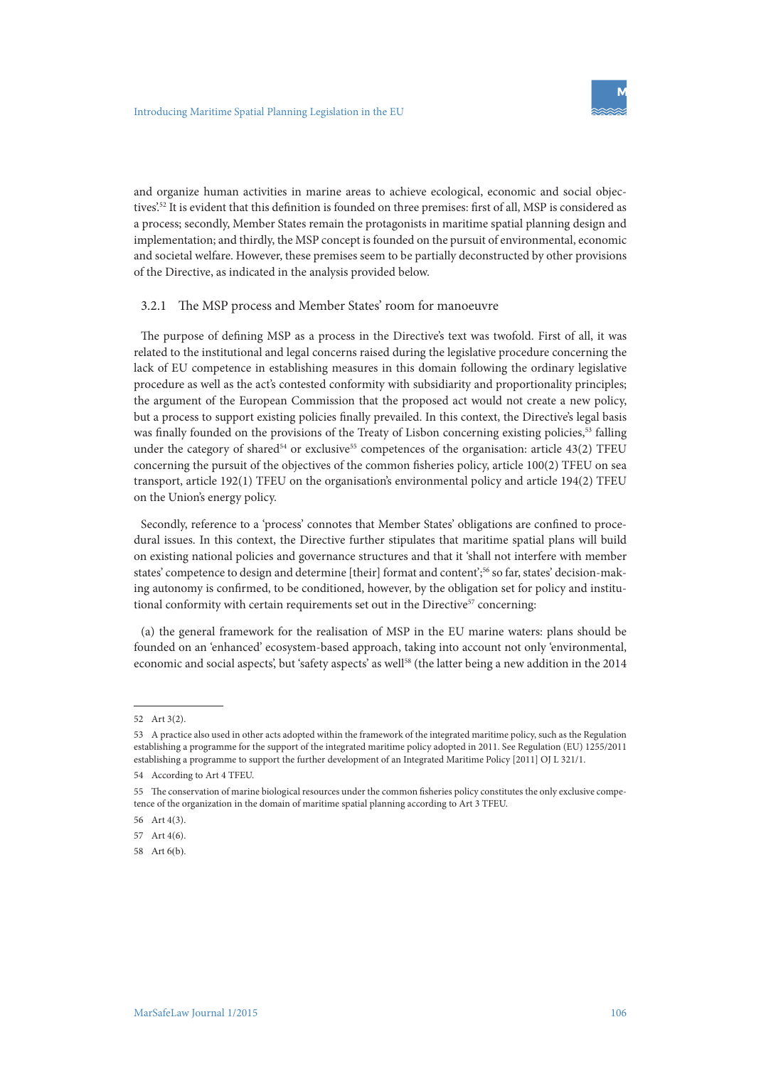and organize human activities in marine areas to achieve ecological, economic and social objectives'.[52] It is evident that this definition is founded on three premises: first of all, MSP is considered as a process; secondly, Member States remain the protagonists in maritime spatial planning design and implementation; and thirdly, the MSP concept is founded on the pursuit of environmental, economic and societal welfare. However, these premises seem to be partially deconstructed by other provisions of the Directive, as indicated in the analysis provided below.

### 3.2.1 The MSP process and Member States' room for manoeuvre

The purpose of defining MSP as a process in the Directive's text was twofold. First of all, it was related to the institutional and legal concerns raised during the legislative procedure concerning the lack of EU competence in establishing measures in this domain following the ordinary legislative procedure as well as the act's contested conformity with subsidiarity and proportionality principles; the argument of the European Commission that the proposed act would not create a new policy, but a process to support existing policies finally prevailed. In this context, the Directive's legal basis was finally founded on the provisions of the Treaty of Lisbon concerning existing policies,[53] falling under the category of shared[54] or exclusive[55] competences of the organisation: article 43(2) TFEU concerning the pursuit of the objectives of the common fisheries policy, article 100(2) TFEU on sea transport, article 192(1) TFEU on the organisation's environmental policy and article 194(2) TFEU on the Union's energy policy.

Secondly, reference to a 'process' connotes that Member States' obligations are confined to procedural issues. In this context, the Directive further stipulates that maritime spatial plans will build on existing national policies and governance structures and that it 'shall not interfere with member states' competence to design and determine [their] format and content';[56] so far, states' decision-making autonomy is confirmed, to be conditioned, however, by the obligation set for policy and institutional conformity with certain requirements set out in the Directive[57] concerning:

(a) the general framework for the realisation of MSP in the EU marine waters: plans should be founded on an 'enhanced' ecosystem-based approach, taking into account not only 'environmental, economic and social aspects', but 'safety aspects' as well[58] (the latter being a new addition in the 2014

---

52 Art 3(2).

53 A practice also used in other acts adopted within the framework of the integrated maritime policy, such as the Regulation establishing a programme for the support of the integrated maritime policy adopted in 2011. See Regulation (EU) 1255/2011 establishing a programme to support the further development of an Integrated Maritime Policy [2011] OJ L 321/1.

54 According to Art 4 TFEU.

55 The conservation of marine biological resources under the common fisheries policy constitutes the only exclusive competence of the organization in the domain of maritime spatial planning according to Art 3 TFEU.

56 Art 4(3).

57 Art 4(6).

58 Art 6(b).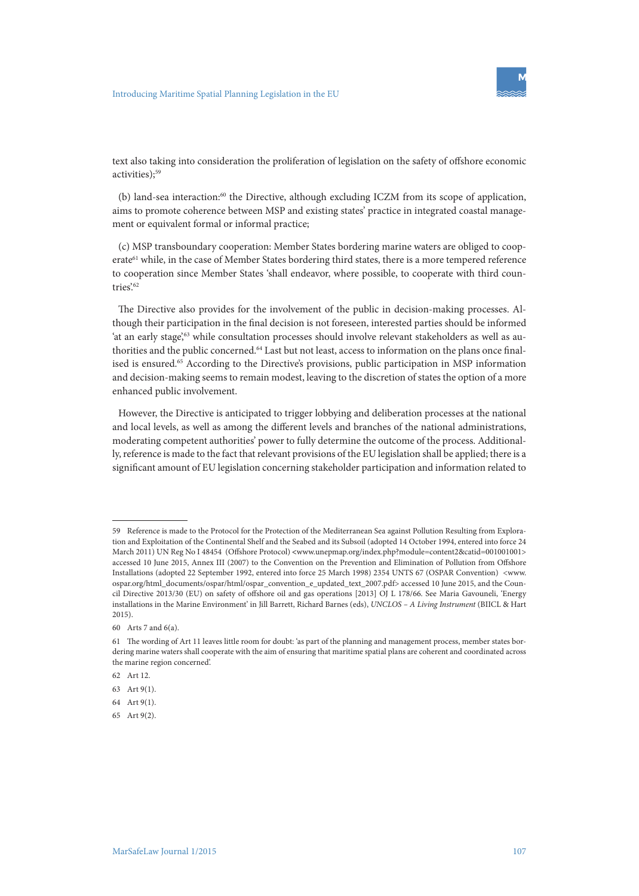text also taking into consideration the proliferation of legislation on the safety of offshore economic activities);[59]

(b) land-sea interaction:[60] the Directive, although excluding ICZM from its scope of application, aims to promote coherence between MSP and existing states' practice in integrated coastal management or equivalent formal or informal practice;

(c) MSP transboundary cooperation: Member States bordering marine waters are obliged to cooperate[61] while, in the case of Member States bordering third states, there is a more tempered reference to cooperation since Member States 'shall endeavor, where possible, to cooperate with third countries'.[62]

The Directive also provides for the involvement of the public in decision-making processes. Although their participation in the final decision is not foreseen, interested parties should be informed 'at an early stage',[63] while consultation processes should involve relevant stakeholders as well as authorities and the public concerned.[64] Last but not least, access to information on the plans once finalised is ensured.[65] According to the Directive's provisions, public participation in MSP information and decision-making seems to remain modest, leaving to the discretion of states the option of a more enhanced public involvement.

However, the Directive is anticipated to trigger lobbying and deliberation processes at the national and local levels, as well as among the different levels and branches of the national administrations, moderating competent authorities' power to fully determine the outcome of the process. Additionally, reference is made to the fact that relevant provisions of the EU legislation shall be applied; there is a significant amount of EU legislation concerning stakeholder participation and information related to

---

59 Reference is made to the Protocol for the Protection of the Mediterranean Sea against Pollution Resulting from Exploration and Exploitation of the Continental Shelf and the Seabed and its Subsoil (adopted 14 October 1994, entered into force 24 March 2011) UN Reg No I 48454 (Offshore Protocol) <www.unepmap.org/index.php?module=content2&catid=001001001> accessed 10 June 2015, Annex III (2007) to the Convention on the Prevention and Elimination of Pollution from Offshore Installations (adopted 22 September 1992, entered into force 25 March 1998) 2354 UNTS 67 (OSPAR Convention) <www.ospar.org/html_documents/ospar/html/ospar_convention_e_updated_text_2007.pdf> accessed 10 June 2015, and the Council Directive 2013/30 (EU) on safety of offshore oil and gas operations [2013] OJ L 178/66. See Maria Gavouneli, 'Energy installations in the Marine Environment' in Jill Barrett, Richard Barnes (eds), *UNCLOS – A Living Instrument* (BIICL & Hart 2015).

60 Arts 7 and 6(a).

61 The wording of Art 11 leaves little room for doubt: 'as part of the planning and management process, member states bordering marine waters shall cooperate with the aim of ensuring that maritime spatial plans are coherent and coordinated across the marine region concerned'.

62 Art 12.

63 Art 9(1).

64 Art 9(1).

65 Art 9(2).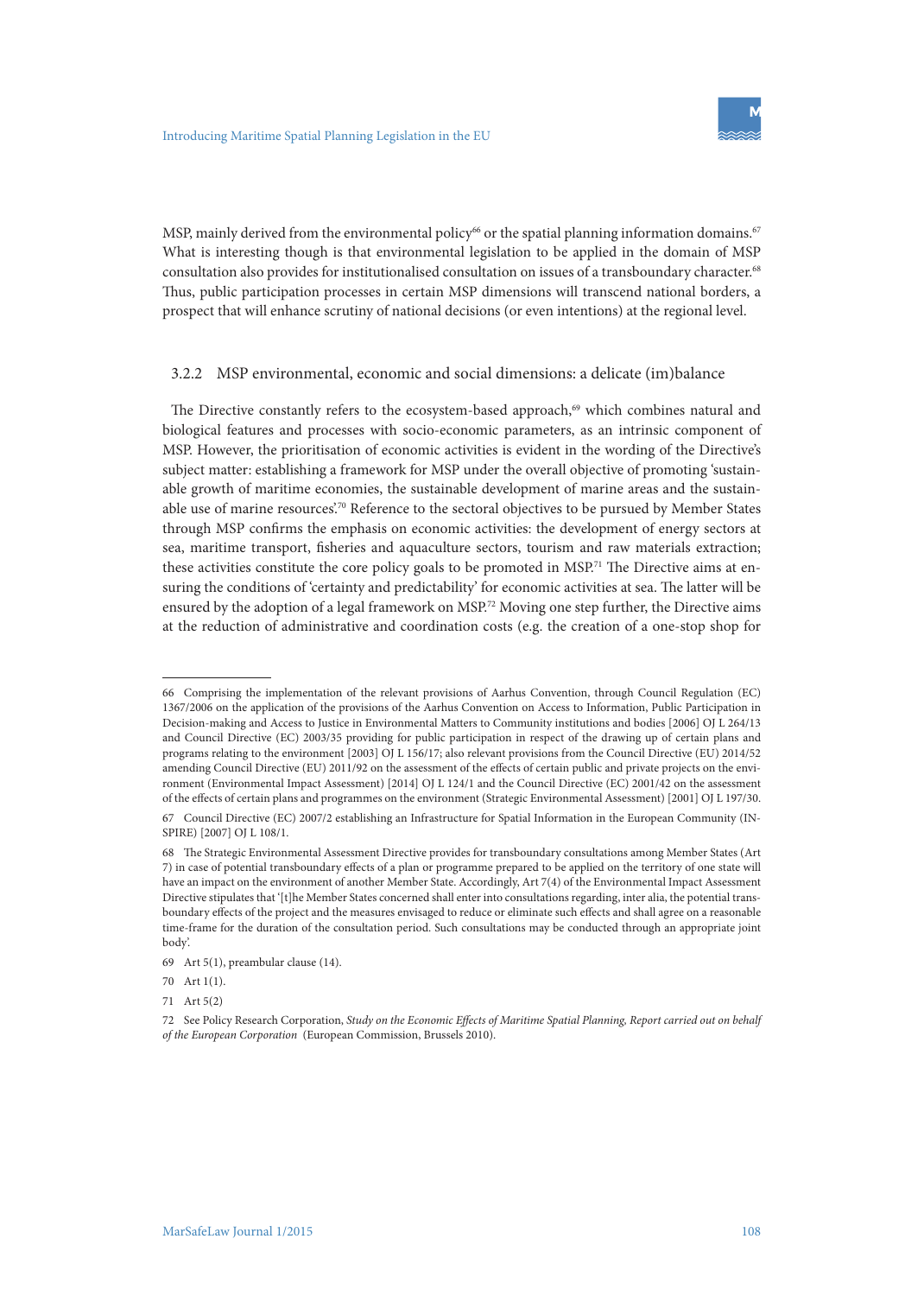MSP, mainly derived from the environmental policy[66] or the spatial planning information domains.[67] What is interesting though is that environmental legislation to be applied in the domain of MSP consultation also provides for institutionalised consultation on issues of a transboundary character.[68] Thus, public participation processes in certain MSP dimensions will transcend national borders, a prospect that will enhance scrutiny of national decisions (or even intentions) at the regional level.

### 3.2.2 MSP environmental, economic and social dimensions: a delicate (im)balance

The Directive constantly refers to the ecosystem-based approach,[69] which combines natural and biological features and processes with socio-economic parameters, as an intrinsic component of MSP. However, the prioritisation of economic activities is evident in the wording of the Directive's subject matter: establishing a framework for MSP under the overall objective of promoting 'sustainable growth of maritime economies, the sustainable development of marine areas and the sustainable use of marine resources'.[70] Reference to the sectoral objectives to be pursued by Member States through MSP confirms the emphasis on economic activities: the development of energy sectors at sea, maritime transport, fisheries and aquaculture sectors, tourism and raw materials extraction; these activities constitute the core policy goals to be promoted in MSP.[71] The Directive aims at ensuring the conditions of 'certainty and predictability' for economic activities at sea. The latter will be ensured by the adoption of a legal framework on MSP.[72] Moving one step further, the Directive aims at the reduction of administrative and coordination costs (e.g. the creation of a one-stop shop for

---

66 Comprising the implementation of the relevant provisions of Aarhus Convention, through Council Regulation (EC) 1367/2006 on the application of the provisions of the Aarhus Convention on Access to Information, Public Participation in Decision-making and Access to Justice in Environmental Matters to Community institutions and bodies [2006] OJ L 264/13 and Council Directive (EC) 2003/35 providing for public participation in respect of the drawing up of certain plans and programs relating to the environment [2003] OJ L 156/17; also relevant provisions from the Council Directive (EU) 2014/52 amending Council Directive (EU) 2011/92 on the assessment of the effects of certain public and private projects on the environment (Environmental Impact Assessment) [2014] OJ L 124/1 and the Council Directive (EC) 2001/42 on the assessment of the effects of certain plans and programmes on the environment (Strategic Environmental Assessment) [2001] OJ L 197/30.

67 Council Directive (EC) 2007/2 establishing an Infrastructure for Spatial Information in the European Community (INSPIRE) [2007] OJ L 108/1.

68 The Strategic Environmental Assessment Directive provides for transboundary consultations among Member States (Art 7) in case of potential transboundary effects of a plan or programme prepared to be applied on the territory of one state will have an impact on the environment of another Member State. Accordingly, Art 7(4) of the Environmental Impact Assessment Directive stipulates that '[t]he Member States concerned shall enter into consultations regarding, inter alia, the potential transboundary effects of the project and the measures envisaged to reduce or eliminate such effects and shall agree on a reasonable time-frame for the duration of the consultation period. Such consultations may be conducted through an appropriate joint body'.

69 Art 5(1), preambular clause (14).

70 Art 1(1).

71 Art 5(2)

72 See Policy Research Corporation, *Study on the Economic Effects of Maritime Spatial Planning, Report carried out on behalf of the European Corporation* (European Commission, Brussels 2010).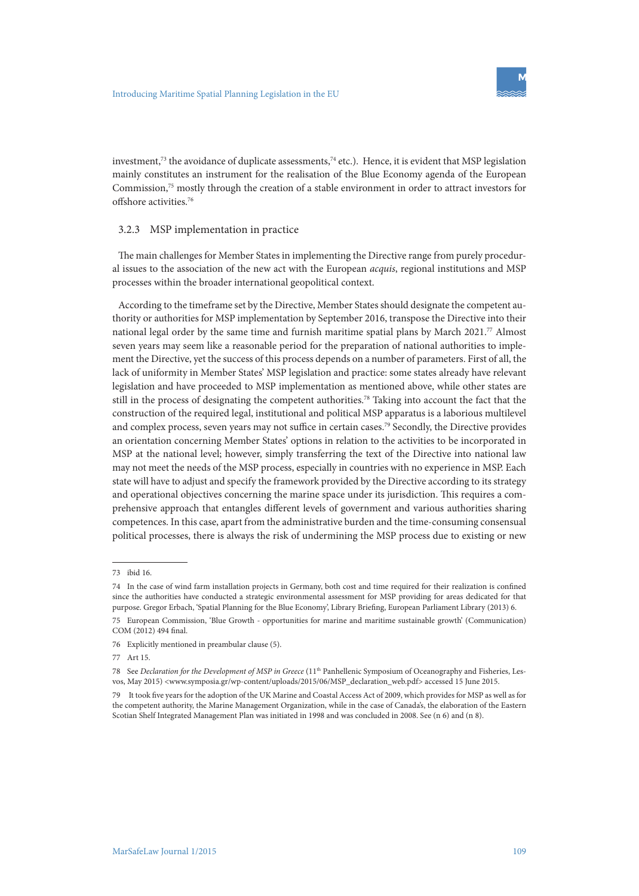investment,[73] the avoidance of duplicate assessments,[74] etc.). Hence, it is evident that MSP legislation mainly constitutes an instrument for the realisation of the Blue Economy agenda of the European Commission,[75] mostly through the creation of a stable environment in order to attract investors for offshore activities.[76]

### 3.2.3 MSP implementation in practice

The main challenges for Member States in implementing the Directive range from purely procedural issues to the association of the new act with the European *acquis*, regional institutions and MSP processes within the broader international geopolitical context.

According to the timeframe set by the Directive, Member States should designate the competent authority or authorities for MSP implementation by September 2016, transpose the Directive into their national legal order by the same time and furnish maritime spatial plans by March 2021.[77] Almost seven years may seem like a reasonable period for the preparation of national authorities to implement the Directive, yet the success of this process depends on a number of parameters. First of all, the lack of uniformity in Member States' MSP legislation and practice: some states already have relevant legislation and have proceeded to MSP implementation as mentioned above, while other states are still in the process of designating the competent authorities.[78] Taking into account the fact that the construction of the required legal, institutional and political MSP apparatus is a laborious multilevel and complex process, seven years may not suffice in certain cases.[79] Secondly, the Directive provides an orientation concerning Member States' options in relation to the activities to be incorporated in MSP at the national level; however, simply transferring the text of the Directive into national law may not meet the needs of the MSP process, especially in countries with no experience in MSP. Each state will have to adjust and specify the framework provided by the Directive according to its strategy and operational objectives concerning the marine space under its jurisdiction. This requires a comprehensive approach that entangles different levels of government and various authorities sharing competences. In this case, apart from the administrative burden and the time-consuming consensual political processes, there is always the risk of undermining the MSP process due to existing or new

---

73 ibid 16.

74 In the case of wind farm installation projects in Germany, both cost and time required for their realization is confined since the authorities have conducted a strategic environmental assessment for MSP providing for areas dedicated for that purpose. Gregor Erbach, 'Spatial Planning for the Blue Economy', Library Briefing, European Parliament Library (2013) 6.

75 European Commission, 'Blue Growth - opportunities for marine and maritime sustainable growth' (Communication) COM (2012) 494 final.

76 Explicitly mentioned in preambular clause (5).

77 Art 15.

78 See *Declaration for the Development of MSP in Greece* (11th Panhellenic Symposium of Oceanography and Fisheries, Lesvos, May 2015) <www.symposia.gr/wp-content/uploads/2015/06/MSP_declaration_web.pdf> accessed 15 June 2015.

79 It took five years for the adoption of the UK Marine and Coastal Access Act of 2009, which provides for MSP as well as for the competent authority, the Marine Management Organization, while in the case of Canada's, the elaboration of the Eastern Scotian Shelf Integrated Management Plan was initiated in 1998 and was concluded in 2008. See (n 6) and (n 8).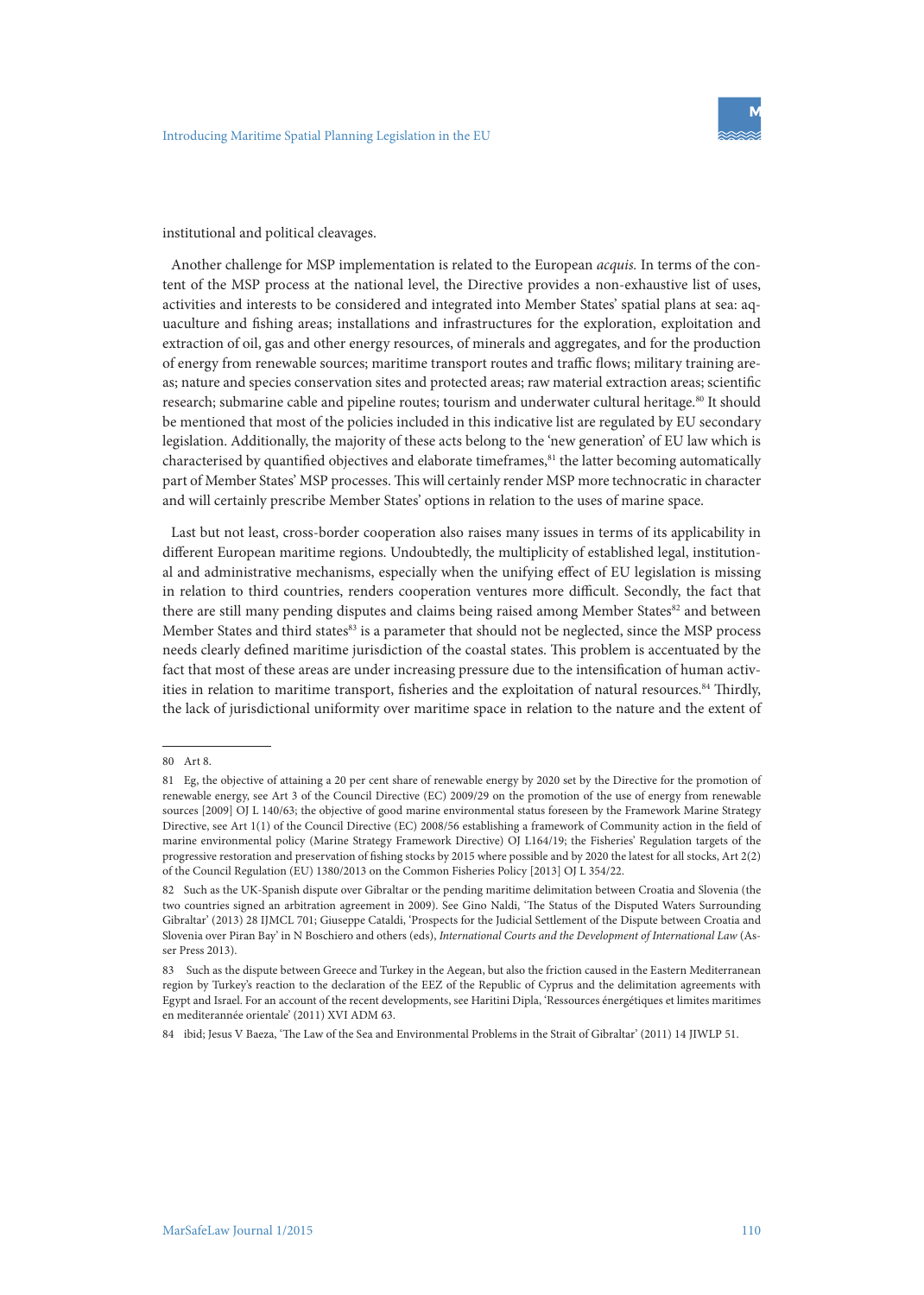institutional and political cleavages.

Another challenge for MSP implementation is related to the European *acquis.* In terms of the content of the MSP process at the national level, the Directive provides a non-exhaustive list of uses, activities and interests to be considered and integrated into Member States' spatial plans at sea: aquaculture and fishing areas; installations and infrastructures for the exploration, exploitation and extraction of oil, gas and other energy resources, of minerals and aggregates, and for the production of energy from renewable sources; maritime transport routes and traffic flows; military training areas; nature and species conservation sites and protected areas; raw material extraction areas; scientific research; submarine cable and pipeline routes; tourism and underwater cultural heritage.[80] It should be mentioned that most of the policies included in this indicative list are regulated by EU secondary legislation. Additionally, the majority of these acts belong to the 'new generation' of EU law which is characterised by quantified objectives and elaborate timeframes,[81] the latter becoming automatically part of Member States' MSP processes. This will certainly render MSP more technocratic in character and will certainly prescribe Member States' options in relation to the uses of marine space.

Last but not least, cross-border cooperation also raises many issues in terms of its applicability in different European maritime regions. Undoubtedly, the multiplicity of established legal, institutional and administrative mechanisms, especially when the unifying effect of EU legislation is missing in relation to third countries, renders cooperation ventures more difficult. Secondly, the fact that there are still many pending disputes and claims being raised among Member States[82] and between Member States and third states[83] is a parameter that should not be neglected, since the MSP process needs clearly defined maritime jurisdiction of the coastal states. This problem is accentuated by the fact that most of these areas are under increasing pressure due to the intensification of human activities in relation to maritime transport, fisheries and the exploitation of natural resources.[84] Thirdly, the lack of jurisdictional uniformity over maritime space in relation to the nature and the extent of

---

80 Art 8.

81 Eg, the objective of attaining a 20 per cent share of renewable energy by 2020 set by the Directive for the promotion of renewable energy, see Art 3 of the Council Directive (EC) 2009/29 on the promotion of the use of energy from renewable sources [2009] OJ L 140/63; the objective of good marine environmental status foreseen by the Framework Marine Strategy Directive, see Art 1(1) of the Council Directive (EC) 2008/56 establishing a framework of Community action in the field of marine environmental policy (Marine Strategy Framework Directive) OJ L164/19; the Fisheries' Regulation targets of the progressive restoration and preservation of fishing stocks by 2015 where possible and by 2020 the latest for all stocks, Art 2(2) of the Council Regulation (EU) 1380/2013 on the Common Fisheries Policy [2013] OJ L 354/22.

82 Such as the UK-Spanish dispute over Gibraltar or the pending maritime delimitation between Croatia and Slovenia (the two countries signed an arbitration agreement in 2009). See Gino Naldi, 'The Status of the Disputed Waters Surrounding Gibraltar' (2013) 28 IJMCL 701; Giuseppe Cataldi, 'Prospects for the Judicial Settlement of the Dispute between Croatia and Slovenia over Piran Bay' in N Boschiero and others (eds), *International Courts and the Development of International Law* (Asser Press 2013).

83 Such as the dispute between Greece and Turkey in the Aegean, but also the friction caused in the Eastern Mediterranean region by Turkey's reaction to the declaration of the EEZ of the Republic of Cyprus and the delimitation agreements with Egypt and Israel. For an account of the recent developments, see Haritini Dipla, 'Ressources énergétiques et limites maritimes en mediterannée orientale' (2011) XVI ADM 63.

84 ibid; Jesus V Baeza, 'The Law of the Sea and Environmental Problems in the Strait of Gibraltar' (2011) 14 JIWLP 51.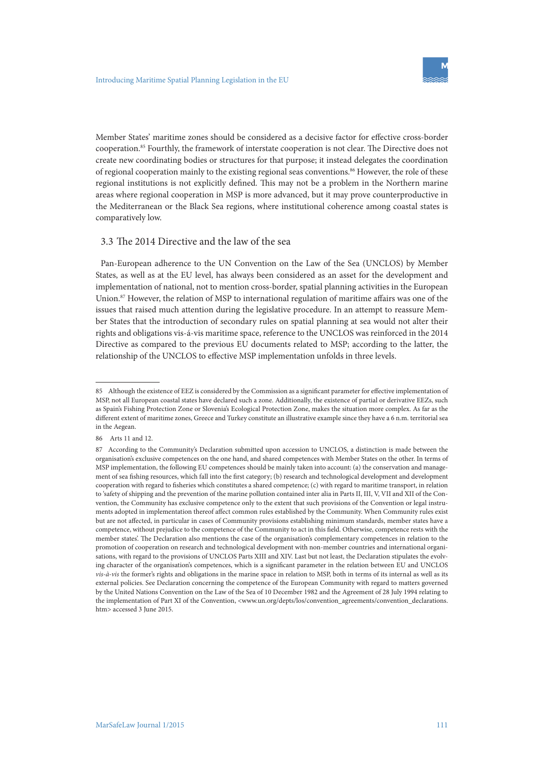Member States' maritime zones should be considered as a decisive factor for effective cross-border cooperation.[85] Fourthly, the framework of interstate cooperation is not clear. The Directive does not create new coordinating bodies or structures for that purpose; it instead delegates the coordination of regional cooperation mainly to the existing regional seas conventions.[86] However, the role of these regional institutions is not explicitly defined. This may not be a problem in the Northern marine areas where regional cooperation in MSP is more advanced, but it may prove counterproductive in the Mediterranean or the Black Sea regions, where institutional coherence among coastal states is comparatively low.

## 3.3 The 2014 Directive and the law of the sea

Pan-European adherence to the UN Convention on the Law of the Sea (UNCLOS) by Member States, as well as at the EU level, has always been considered as an asset for the development and implementation of national, not to mention cross-border, spatial planning activities in the European Union.[87] However, the relation of MSP to international regulation of maritime affairs was one of the issues that raised much attention during the legislative procedure. In an attempt to reassure Member States that the introduction of secondary rules on spatial planning at sea would not alter their rights and obligations vis-á-vis maritime space, reference to the UNCLOS was reinforced in the 2014 Directive as compared to the previous EU documents related to MSP; according to the latter, the relationship of the UNCLOS to effective MSP implementation unfolds in three levels.

---

85 Although the existence of EEZ is considered by the Commission as a significant parameter for effective implementation of MSP, not all European coastal states have declared such a zone. Additionally, the existence of partial or derivative EEZs, such as Spain's Fishing Protection Zone or Slovenia's Ecological Protection Zone, makes the situation more complex. As far as the different extent of maritime zones, Greece and Turkey constitute an illustrative example since they have a 6 n.m. territorial sea in the Aegean.

86 Arts 11 and 12.

87 According to the Community's Declaration submitted upon accession to UNCLOS, a distinction is made between the organisation's exclusive competences on the one hand, and shared competences with Member States on the other. In terms of MSP implementation, the following EU competences should be mainly taken into account: (a) the conservation and management of sea fishing resources, which fall into the first category; (b) research and technological development and development cooperation with regard to fisheries which constitutes a shared competence; (c) with regard to maritime transport, in relation to 'safety of shipping and the prevention of the marine pollution contained inter alia in Parts II, III, V, VII and XII of the Convention, the Community has exclusive competence only to the extent that such provisions of the Convention or legal instruments adopted in implementation thereof affect common rules established by the Community. When Community rules exist but are not affected, in particular in cases of Community provisions establishing minimum standards, member states have a competence, without prejudice to the competence of the Community to act in this field. Otherwise, competence rests with the member states'. The Declaration also mentions the case of the organisation's complementary competences in relation to the promotion of cooperation on research and technological development with non-member countries and international organisations, with regard to the provisions of UNCLOS Parts XIII and XIV. Last but not least, the Declaration stipulates the evolving character of the organisation's competences, which is a significant parameter in the relation between EU and UNCLOS *vis-à-vis* the former's rights and obligations in the marine space in relation to MSP, both in terms of its internal as well as its external policies. See Declaration concerning the competence of the European Community with regard to matters governed by the United Nations Convention on the Law of the Sea of 10 December 1982 and the Agreement of 28 July 1994 relating to the implementation of Part XI of the Convention, <www.un.org/depts/los/convention_agreements/convention_declarations.htm> accessed 3 June 2015.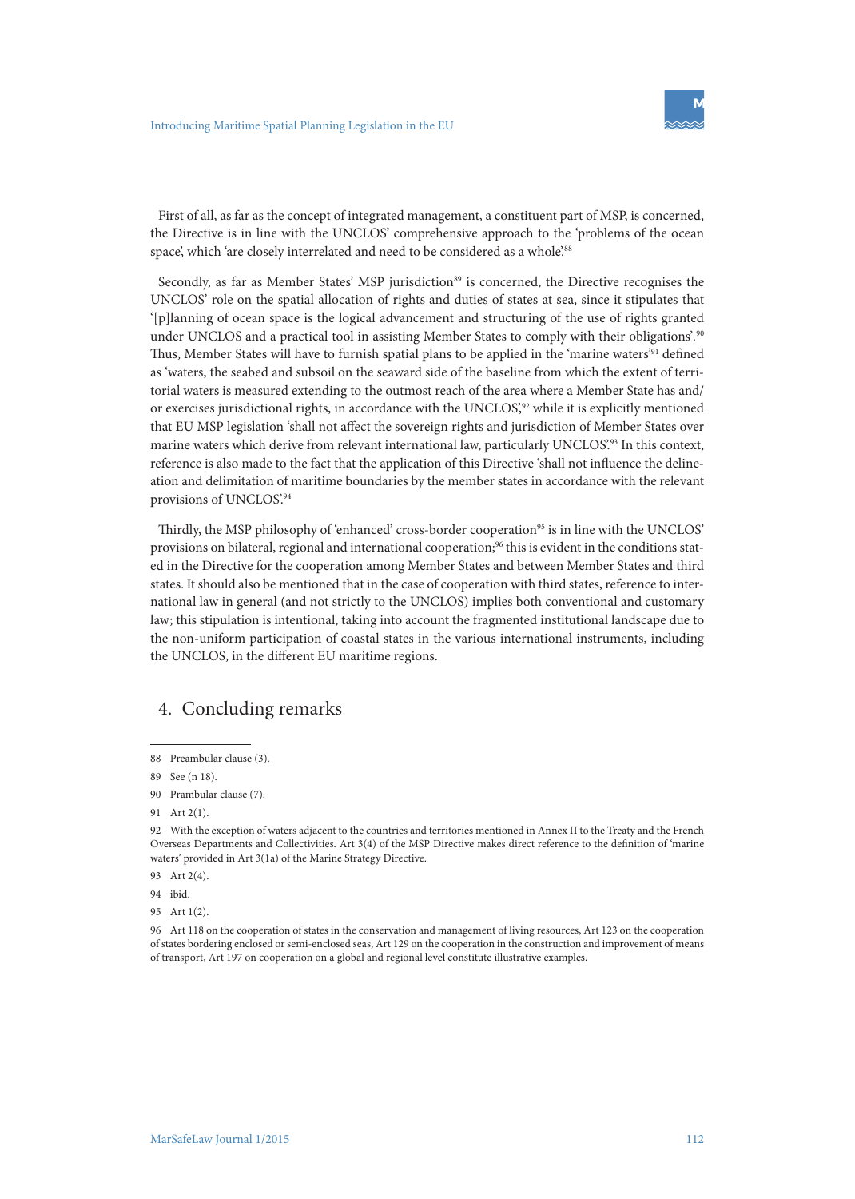First of all, as far as the concept of integrated management, a constituent part of MSP, is concerned, the Directive is in line with the UNCLOS' comprehensive approach to the 'problems of the ocean space', which 'are closely interrelated and need to be considered as a whole'.[88]

Secondly, as far as Member States' MSP jurisdiction[89] is concerned, the Directive recognises the UNCLOS' role on the spatial allocation of rights and duties of states at sea, since it stipulates that '[p]lanning of ocean space is the logical advancement and structuring of the use of rights granted under UNCLOS and a practical tool in assisting Member States to comply with their obligations'.[90] Thus, Member States will have to furnish spatial plans to be applied in the 'marine waters'[91] defined as 'waters, the seabed and subsoil on the seaward side of the baseline from which the extent of territorial waters is measured extending to the outmost reach of the area where a Member State has and/or exercises jurisdictional rights, in accordance with the UNCLOS',[92] while it is explicitly mentioned that EU MSP legislation 'shall not affect the sovereign rights and jurisdiction of Member States over marine waters which derive from relevant international law, particularly UNCLOS'.[93] In this context, reference is also made to the fact that the application of this Directive 'shall not influence the delineation and delimitation of maritime boundaries by the member states in accordance with the relevant provisions of UNCLOS'.[94]

Thirdly, the MSP philosophy of 'enhanced' cross-border cooperation[95] is in line with the UNCLOS' provisions on bilateral, regional and international cooperation;[96] this is evident in the conditions stated in the Directive for the cooperation among Member States and between Member States and third states. It should also be mentioned that in the case of cooperation with third states, reference to international law in general (and not strictly to the UNCLOS) implies both conventional and customary law; this stipulation is intentional, taking into account the fragmented institutional landscape due to the non-uniform participation of coastal states in the various international instruments, including the UNCLOS, in the different EU maritime regions.

## 4. Concluding remarks

---

88 Preambular clause (3).

89 See (n 18).

90 Prambular clause (7).

91 Art 2(1).

92 With the exception of waters adjacent to the countries and territories mentioned in Annex II to the Treaty and the French Overseas Departments and Collectivities. Art 3(4) of the MSP Directive makes direct reference to the definition of 'marine waters' provided in Art 3(1a) of the Marine Strategy Directive.

93 Art 2(4).

94 ibid.

95 Art 1(2).

96 Art 118 on the cooperation of states in the conservation and management of living resources, Art 123 on the cooperation of states bordering enclosed or semi-enclosed seas, Art 129 on the cooperation in the construction and improvement of means of transport, Art 197 on cooperation on a global and regional level constitute illustrative examples.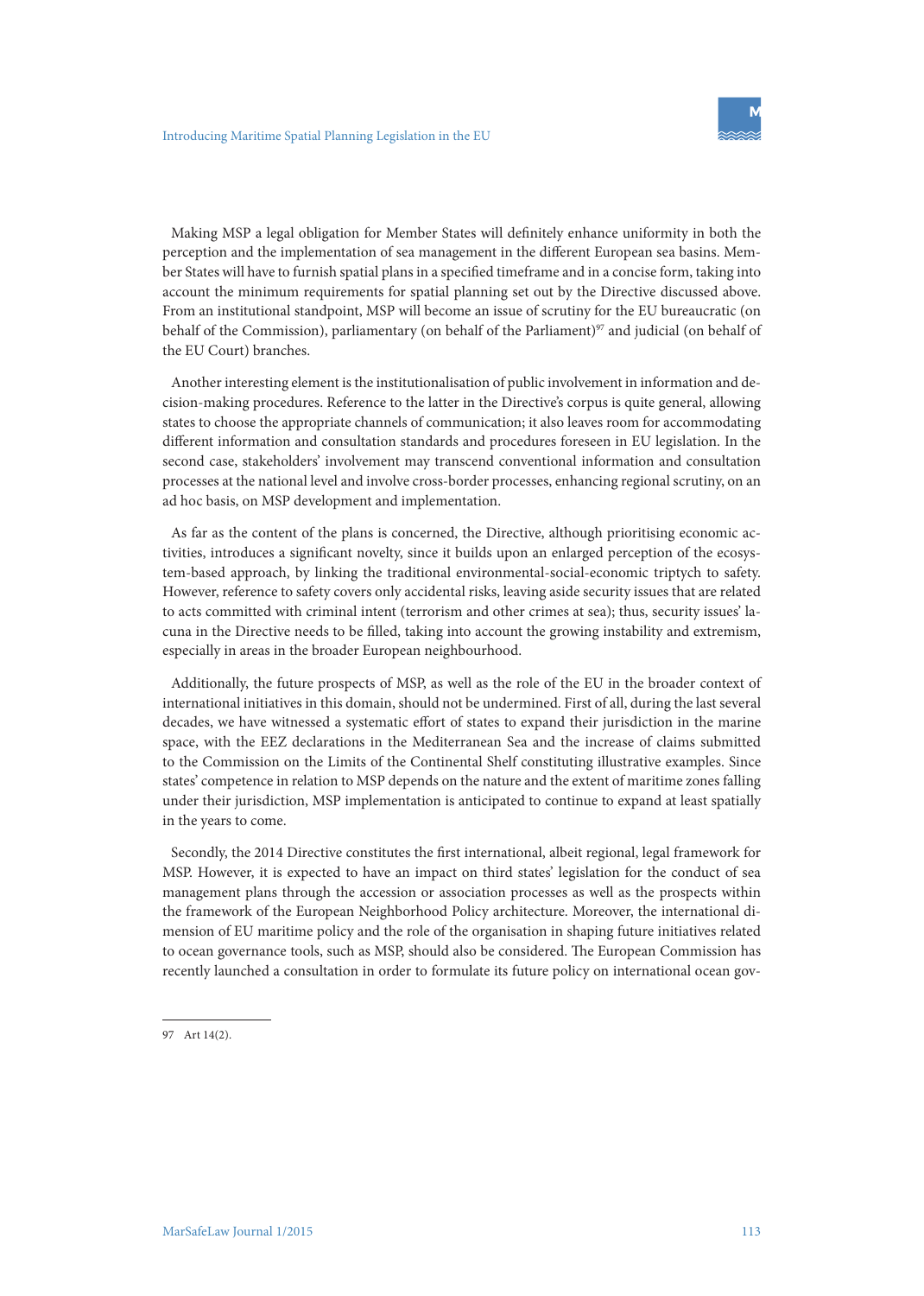Making MSP a legal obligation for Member States will definitely enhance uniformity in both the perception and the implementation of sea management in the different European sea basins. Member States will have to furnish spatial plans in a specified timeframe and in a concise form, taking into account the minimum requirements for spatial planning set out by the Directive discussed above. From an institutional standpoint, MSP will become an issue of scrutiny for the EU bureaucratic (on behalf of the Commission), parliamentary (on behalf of the Parliament)[97] and judicial (on behalf of the EU Court) branches.

Another interesting element is the institutionalisation of public involvement in information and decision-making procedures. Reference to the latter in the Directive's corpus is quite general, allowing states to choose the appropriate channels of communication; it also leaves room for accommodating different information and consultation standards and procedures foreseen in EU legislation. In the second case, stakeholders' involvement may transcend conventional information and consultation processes at the national level and involve cross-border processes, enhancing regional scrutiny, on an ad hoc basis, on MSP development and implementation.

As far as the content of the plans is concerned, the Directive, although prioritising economic activities, introduces a significant novelty, since it builds upon an enlarged perception of the ecosystem-based approach, by linking the traditional environmental-social-economic triptych to safety. However, reference to safety covers only accidental risks, leaving aside security issues that are related to acts committed with criminal intent (terrorism and other crimes at sea); thus, security issues' lacuna in the Directive needs to be filled, taking into account the growing instability and extremism, especially in areas in the broader European neighbourhood.

Additionally, the future prospects of MSP, as well as the role of the EU in the broader context of international initiatives in this domain, should not be undermined. First of all, during the last several decades, we have witnessed a systematic effort of states to expand their jurisdiction in the marine space, with the EEZ declarations in the Mediterranean Sea and the increase of claims submitted to the Commission on the Limits of the Continental Shelf constituting illustrative examples. Since states' competence in relation to MSP depends on the nature and the extent of maritime zones falling under their jurisdiction, MSP implementation is anticipated to continue to expand at least spatially in the years to come.

Secondly, the 2014 Directive constitutes the first international, albeit regional, legal framework for MSP. However, it is expected to have an impact on third states' legislation for the conduct of sea management plans through the accession or association processes as well as the prospects within the framework of the European Neighborhood Policy architecture. Moreover, the international dimension of EU maritime policy and the role of the organisation in shaping future initiatives related to ocean governance tools, such as MSP, should also be considered. The European Commission has recently launched a consultation in order to formulate its future policy on international ocean gov-

---

97 Art 14(2).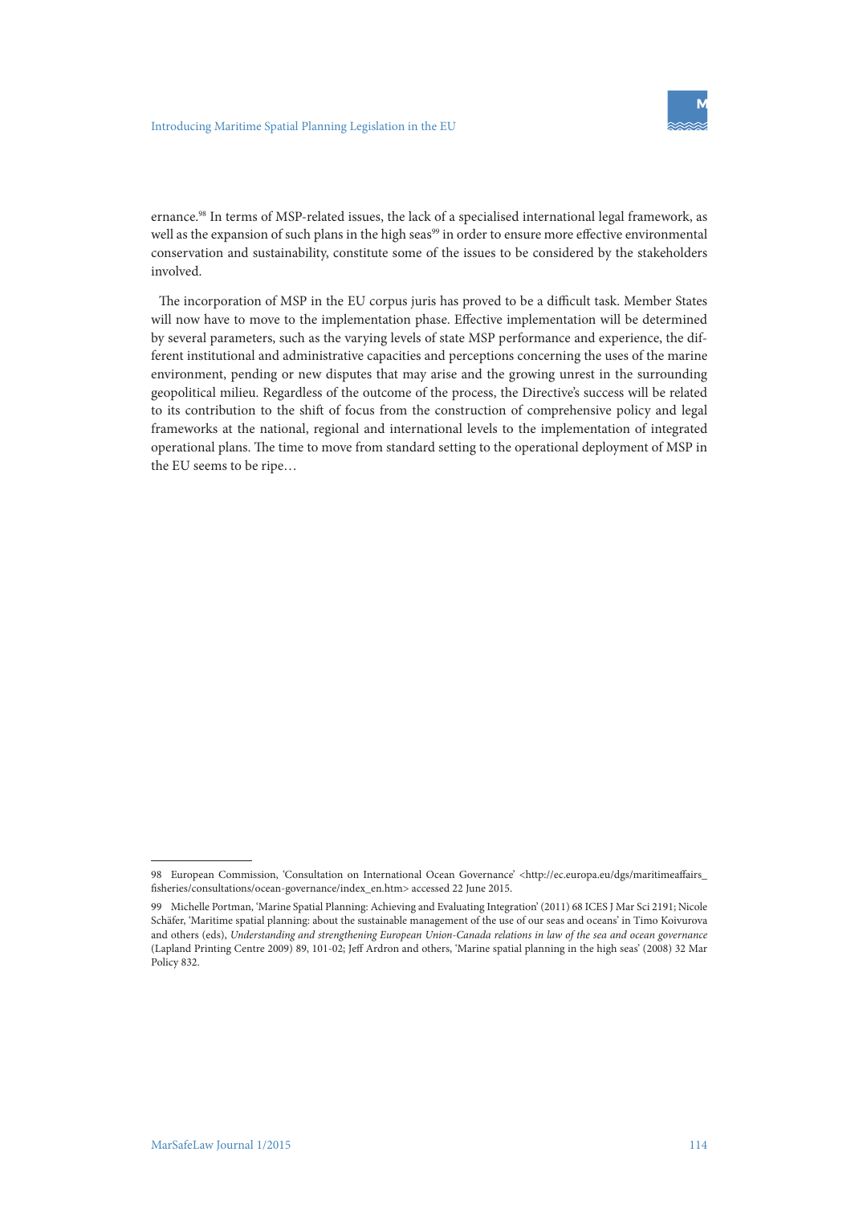ernance.[98] In terms of MSP-related issues, the lack of a specialised international legal framework, as well as the expansion of such plans in the high seas[99] in order to ensure more effective environmental conservation and sustainability, constitute some of the issues to be considered by the stakeholders involved.

The incorporation of MSP in the EU corpus juris has proved to be a difficult task. Member States will now have to move to the implementation phase. Effective implementation will be determined by several parameters, such as the varying levels of state MSP performance and experience, the different institutional and administrative capacities and perceptions concerning the uses of the marine environment, pending or new disputes that may arise and the growing unrest in the surrounding geopolitical milieu. Regardless of the outcome of the process, the Directive's success will be related to its contribution to the shift of focus from the construction of comprehensive policy and legal frameworks at the national, regional and international levels to the implementation of integrated operational plans. The time to move from standard setting to the operational deployment of MSP in the EU seems to be ripe…

---

98 European Commission, 'Consultation on International Ocean Governance' <http://ec.europa.eu/dgs/maritimeaffairs_fisheries/consultations/ocean-governance/index_en.htm> accessed 22 June 2015.

99 Michelle Portman, 'Marine Spatial Planning: Achieving and Evaluating Integration' (2011) 68 ICES J Mar Sci 2191; Nicole Schäfer, 'Maritime spatial planning: about the sustainable management of the use of our seas and oceans' in Timo Koivurova and others (eds), *Understanding and strengthening European Union-Canada relations in law of the sea and ocean governance* (Lapland Printing Centre 2009) 89, 101-02; Jeff Ardron and others, 'Marine spatial planning in the high seas' (2008) 32 Mar Policy 832.